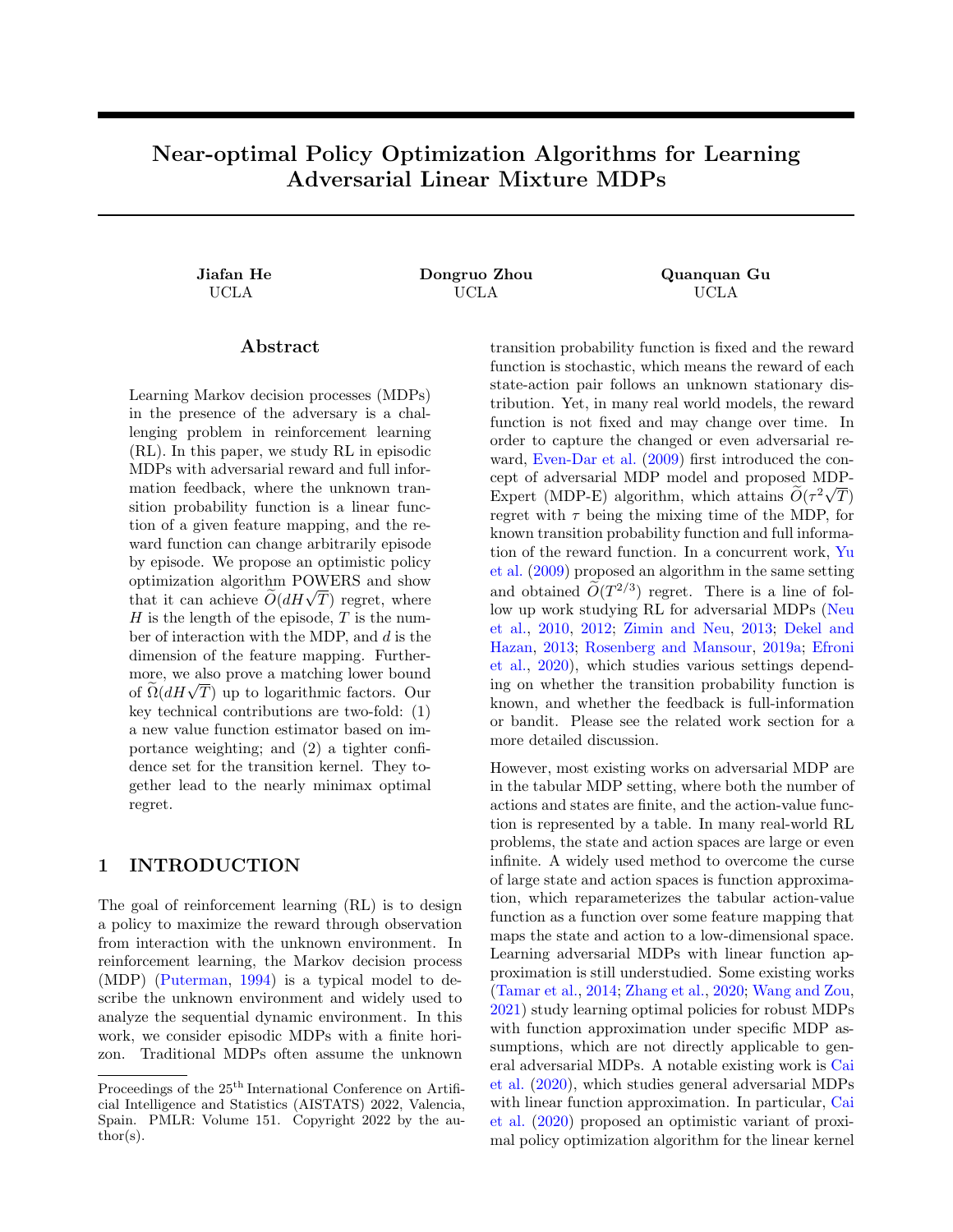# Near-optimal Policy Optimization Algorithms for Learning Adversarial Linear Mixture MDPs

**Jiafan He**
UCLA

**Dongruo Zhou**
UCLA

**Quanquan Gu**
UCLA

## Abstract

Learning Markov decision processes (MDPs) in the presence of the adversary is a challenging problem in reinforcement learning (RL). In this paper, we study RL in episodic MDPs with adversarial reward and full information feedback, where the unknown transition probability function is a linear function of a given feature mapping, and the reward function can change arbitrarily episode by episode. We propose an optimistic policy optimization algorithm POWERS and show that it can achieve $\widetilde{O}(dH\sqrt{T})$ regret, where $H$ is the length of the episode, $T$ is the number of interaction with the MDP, and $d$ is the dimension of the feature mapping. Furthermore, we also prove a matching lower bound of $\widetilde{\Omega}(dH\sqrt{T})$ up to logarithmic factors. Our key technical contributions are two-fold: (1) a new value function estimator based on importance weighting; and (2) a tighter confidence set for the transition kernel. They together lead to the nearly minimax optimal regret.

## 1 INTRODUCTION

The goal of reinforcement learning (RL) is to design a policy to maximize the reward through observation from interaction with the unknown environment. In reinforcement learning, the Markov decision process (MDP) (Puterman, 1994) is a typical model to describe the unknown environment and widely used to analyze the sequential dynamic environment. In this work, we consider episodic MDPs with a finite horizon. Traditional MDPs often assume the unknown transition probability function is fixed and the reward function is stochastic, which means the reward of each state-action pair follows an unknown stationary distribution. Yet, in many real world models, the reward function is not fixed and may change over time. In order to capture the changed or even adversarial reward, Even-Dar et al. (2009) first introduced the concept of adversarial MDP model and proposed MDP-Expert (MDP-E) algorithm, which attains $\widetilde{O}(\tau^2\sqrt{T})$ regret with $\tau$ being the mixing time of the MDP, for known transition probability function and full information of the reward function. In a concurrent work, Yu et al. (2009) proposed an algorithm in the same setting and obtained $\widetilde{O}(T^{2/3})$ regret. There is a line of follow up work studying RL for adversarial MDPs (Neu et al., 2010, 2012; Zimin and Neu, 2013; Dekel and Hazan, 2013; Rosenberg and Mansour, 2019a; Efroni et al., 2020), which studies various settings depending on whether the transition probability function is known, and whether the feedback is full-information or bandit. Please see the related work section for a more detailed discussion.

However, most existing works on adversarial MDP are in the tabular MDP setting, where both the number of actions and states are finite, and the action-value function is represented by a table. In many real-world RL problems, the state and action spaces are large or even infinite. A widely used method to overcome the curse of large state and action spaces is function approximation, which reparameterizes the tabular action-value function as a function over some feature mapping that maps the state and action to a low-dimensional space. Learning adversarial MDPs with linear function approximation is still understudied. Some existing works (Tamar et al., 2014; Zhang et al., 2020; Wang and Zou, 2021) study learning optimal policies for robust MDPs with function approximation under specific MDP assumptions, which are not directly applicable to general adversarial MDPs. A notable existing work is Cai et al. (2020), which studies general adversarial MDPs with linear function approximation. In particular, Cai et al. (2020) proposed an optimistic variant of proximal policy optimization algorithm for the linear kernel

---

Proceedings of the 25[th] International Conference on Artificial Intelligence and Statistics (AISTATS) 2022, Valencia, Spain. PMLR: Volume 151. Copyright 2022 by the author(s).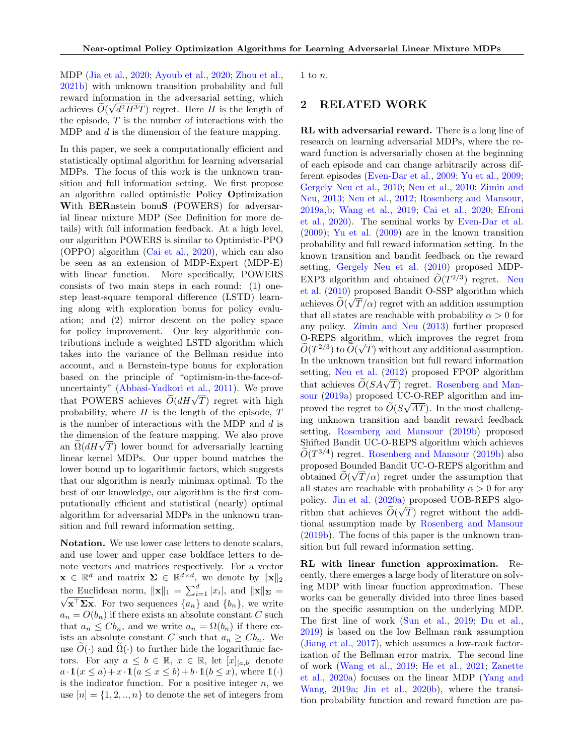MDP (Jia et al., 2020; Ayoub et al., 2020; Zhou et al., 2021b) with unknown transition probability and full reward information in the adversarial setting, which achieves $\widetilde{O}(\sqrt{d^2H^3T})$ regret. Here $H$ is the length of the episode, $T$ is the number of interactions with the MDP and $d$ is the dimension of the feature mapping.

In this paper, we seek a computationally efficient and statistically optimal algorithm for learning adversarial MDPs. The focus of this work is the unknown transition and full information setting. We first propose an algorithm called optimistic **P**olicy **O**ptimization **W**ith B**ER**nstein bonu**S** (POWERS) for adversarial linear mixture MDP (See Definition for more details) with full information feedback. At a high level, our algorithm POWERS is similar to Optimistic-PPO (OPPO) algorithm (Cai et al., 2020), which can also be seen as an extension of MDP-Expert (MDP-E) with linear function. More specifically, POWERS consists of two main steps in each round: (1) one-step least-square temporal difference (LSTD) learning along with exploration bonus for policy evaluation; and (2) mirror descent on the policy space for policy improvement. Our key algorithmic contributions include a weighted LSTD algorithm which takes into the variance of the Bellman residue into account, and a Bernstein-type bonus for exploration based on the principle of "optimism-in-the-face-of-uncertainty" (Abbasi-Yadkori et al., 2011). We prove that POWERS achieves $\widetilde{O}(dH\sqrt{T})$ regret with high probability, where $H$ is the length of the episode, $T$ is the number of interactions with the MDP and $d$ is the dimension of the feature mapping. We also prove an $\widetilde{\Omega}(dH\sqrt{T})$ lower bound for adversarially learning linear kernel MDPs. Our upper bound matches the lower bound up to logarithmic factors, which suggests that our algorithm is nearly minimax optimal. To the best of our knowledge, our algorithm is the first computationally efficient and statistical (nearly) optimal algorithm for adversarial MDPs in the unknown transition and full reward information setting.

**Notation.** We use lower case letters to denote scalars, and use lower and upper case boldface letters to denote vectors and matrices respectively. For a vector $\mathbf{x} \in \mathbb{R}^d$ and matrix $\boldsymbol{\Sigma} \in \mathbb{R}^{d\times d}$, we denote by $\|\mathbf{x}\|_2$ the Euclidean norm, $\|\mathbf{x}\|_1 = \sum_{i=1}^d |x_i|$, and $\|\mathbf{x}\|_{\boldsymbol{\Sigma}} = \sqrt{\mathbf{x}^\top \boldsymbol{\Sigma} \mathbf{x}}$. For two sequences $\{a_n\}$ and $\{b_n\}$, we write $a_n = O(b_n)$ if there exists an absolute constant $C$ such that $a_n \le Cb_n$, and we write $a_n = \Omega(b_n)$ if there exists an absolute constant $C$ such that $a_n \ge Cb_n$. We use $\widetilde{O}(\cdot)$ and $\widetilde{\Omega}(\cdot)$ to further hide the logarithmic factors. For any $a \le b \in \mathbb{R}$, $x \in \mathbb{R}$, let $[x]_{[a,b]}$ denote $a \cdot \mathbb{1}(x \le a) + x \cdot \mathbb{1}(a \le x \le b) + b \cdot \mathbb{1}(b \le x)$, where $\mathbb{1}(\cdot)$ is the indicator function. For a positive integer $n$, we use $[n] = \{1, 2, .., n\}$ to denote the set of integers from 1 to $n$.

## 2 RELATED WORK

**RL with adversarial reward.** There is a long line of research on learning adversarial MDPs, where the reward function is adversarially chosen at the beginning of each episode and can change arbitrarily across different episodes (Even-Dar et al., 2009; Yu et al., 2009; Gergely Neu et al., 2010; Neu et al., 2010; Zimin and Neu, 2013; Neu et al., 2012; Rosenberg and Mansour, 2019a,b; Wang et al., 2019; Cai et al., 2020; Efroni et al., 2020). The seminal works by Even-Dar et al. (2009); Yu et al. (2009) are in the known transition probability and full reward information setting. In the known transition and bandit feedback on the reward setting, Gergely Neu et al. (2010) proposed MDP-EXP3 algorithm and obtained $\widetilde{O}(T^{2/3})$ regret. Neu et al. (2010) proposed Bandit O-SSP algorithm which achieves $\widetilde{O}(\sqrt{T}/\alpha)$ regret with an addition assumption that all states are reachable with probability $\alpha > 0$ for any policy. Zimin and Neu (2013) further proposed O-REPS algorithm, which improves the regret from $\widetilde{O}(T^{2/3})$ to $\widetilde{O}(\sqrt{T})$ without any additional assumption. In the unknown transition but full reward information setting, Neu et al. (2012) proposed FPOP algorithm that achieves $\widetilde{O}(SA\sqrt{T})$ regret. Rosenberg and Mansour (2019a) proposed UC-O-REP algorithm and improved the regret to $\widetilde{O}(S\sqrt{AT})$. In the most challenging unknown transition and bandit reward feedback setting, Rosenberg and Mansour (2019b) proposed Shifted Bandit UC-O-REPS algorithm which achieves $\widetilde{O}(T^{3/4})$ regret. Rosenberg and Mansour (2019b) also proposed Bounded Bandit UC-O-REPS algorithm and obtained $\widetilde{O}(\sqrt{T}/\alpha)$ regret under the assumption that all states are reachable with probability $\alpha > 0$ for any policy. Jin et al. (2020a) proposed UOB-REPS algorithm that achieves $\widetilde{O}(\sqrt{T})$ regret without the additional assumption made by Rosenberg and Mansour (2019b). The focus of this paper is the unknown transition but full reward information setting.

**RL with linear function approximation.** Recently, there emerges a large body of literature on solving MDP with linear function approximation. These works can be generally divided into three lines based on the specific assumption on the underlying MDP. The first line of work (Sun et al., 2019; Du et al., 2019) is based on the low Bellman rank assumption (Jiang et al., 2017), which assumes a low-rank factorization of the Bellman error matrix. The second line of work (Wang et al., 2019; He et al., 2021; Zanette et al., 2020a) focuses on the linear MDP (Yang and Wang, 2019a; Jin et al., 2020b), where the transition probability function and reward function are pa-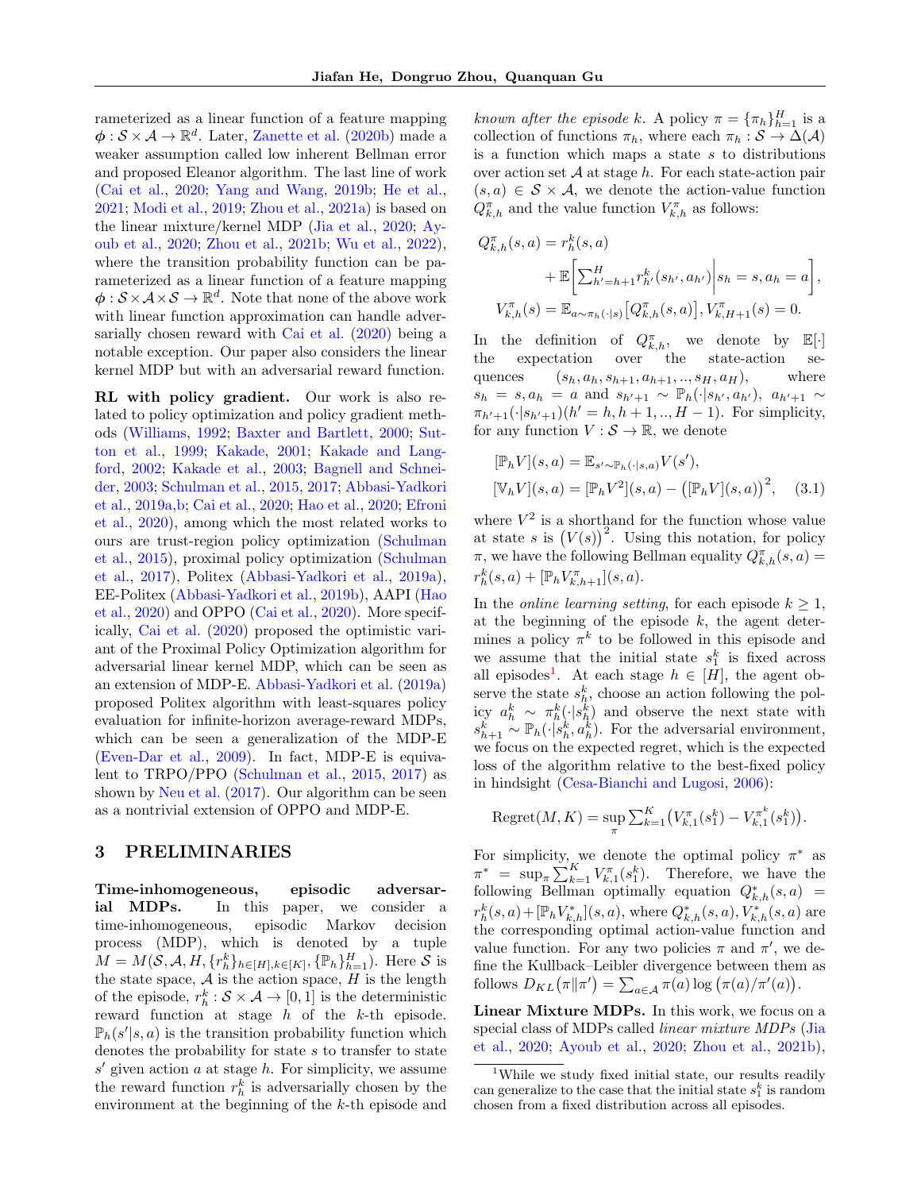rameterized as a linear function of a feature mapping $\phi: \mathcal{S} \times \mathcal{A} \to \mathbb{R}^d$. Later, Zanette et al. (2020b) made a weaker assumption called low inherent Bellman error and proposed Eleanor algorithm. The last line of work (Cai et al., 2020; Yang and Wang, 2019b; He et al., 2021; Modi et al., 2019; Zhou et al., 2021a) is based on the linear mixture/kernel MDP (Jia et al., 2020; Ayoub et al., 2020; Zhou et al., 2021b; Wu et al., 2022), where the transition probability function can be parameterized as a linear function of a feature mapping $\phi: \mathcal{S} \times \mathcal{A} \times \mathcal{S} \to \mathbb{R}^d$. Note that none of the above work with linear function approximation can handle adversarially chosen reward with Cai et al. (2020) being a notable exception. Our paper also considers the linear kernel MDP but with an adversarial reward function.

**RL with policy gradient.** Our work is also related to policy optimization and policy gradient methods (Williams, 1992; Baxter and Bartlett, 2000; Sutton et al., 1999; Kakade, 2001; Kakade and Langford, 2002; Kakade et al., 2003; Bagnell and Schneider, 2003; Schulman et al., 2015, 2017; Abbasi-Yadkori et al., 2019a,b; Cai et al., 2020; Hao et al., 2020; Efroni et al., 2020), among which the most related works to ours are trust-region policy optimization (Schulman et al., 2015), proximal policy optimization (Schulman et al., 2017), Politex (Abbasi-Yadkori et al., 2019a), EE-Politex (Abbasi-Yadkori et al., 2019b), AAPI (Hao et al., 2020) and OPPO (Cai et al., 2020). More specifically, Cai et al. (2020) proposed the optimistic variant of the Proximal Policy Optimization algorithm for adversarial linear kernel MDP, which can be seen as an extension of MDP-E. Abbasi-Yadkori et al. (2019a) proposed Politex algorithm with least-squares policy evaluation for infinite-horizon average-reward MDPs, which can be seen as a generalization of the MDP-E (Even-Dar et al., 2009). In fact, MDP-E is equivalent to TRPO/PPO (Schulman et al., 2015, 2017) as shown by Neu et al. (2017). Our algorithm can be seen as a nontrivial extension of OPPO and MDP-E.

# 3 PRELIMINARIES

**Time-inhomogeneous, episodic adversarial MDPs.** In this paper, we consider a time-inhomogeneous, episodic Markov decision process (MDP), which is denoted by a tuple $M = M(\mathcal{S}, \mathcal{A}, H, \{r_h^k\}_{h\in[H],k\in[K]}, \{\mathbb{P}_h\}_{h=1}^H)$. Here $\mathcal{S}$ is the state space, $\mathcal{A}$ is the action space, $H$ is the length of the episode, $r_h^k: \mathcal{S} \times \mathcal{A} \to [0,1]$ is the deterministic reward function at stage $h$ of the $k$-th episode. $\mathbb{P}_h(s'|s,a)$ is the transition probability function which denotes the probability for state $s$ to transfer to state $s'$ given action $a$ at stage $h$. For simplicity, we assume the reward function $r_h^k$ is adversarially chosen by the environment at the beginning of the $k$-th episode and *known after the episode* $k$. A policy $\pi = \{\pi_h\}_{h=1}^H$ is a collection of functions $\pi_h$, where each $\pi_h: \mathcal{S} \to \Delta(\mathcal{A})$ is a function which maps a state $s$ to distributions over action set $\mathcal{A}$ at stage $h$. For each state-action pair $(s,a) \in \mathcal{S} \times \mathcal{A}$, we denote the action-value function $Q_{k,h}^\pi$ and the value function $V_{k,h}^\pi$ as follows:

$$
\begin{aligned}
Q_{k,h}^\pi(s,a) &= r_h^k(s,a) \\
&\quad + \mathbb{E}\Big[\textstyle\sum_{h'=h+1}^H r_{h'}^k(s_{h'}, a_{h'})\Big| s_h = s, a_h = a\Big], \\
V_{k,h}^\pi(s) &= \mathbb{E}_{a\sim\pi_h(\cdot|s)}\big[Q_{k,h}^\pi(s,a)\big], V_{k,H+1}^\pi(s) = 0.
\end{aligned}
$$

In the definition of $Q_{k,h}^\pi$, we denote by $\mathbb{E}[\cdot]$ the expectation over the state-action sequences $(s_h, a_h, s_{h+1}, a_{h+1}, .., s_H, a_H)$, where $s_h = s, a_h = a$ and $s_{h'+1} \sim \mathbb{P}_h(\cdot|s_{h'}, a_{h'})$, $a_{h'+1} \sim \pi_{h'+1}(\cdot|s_{h'+1}) (h' = h, h+1, .., H-1)$. For simplicity, for any function $V: \mathcal{S} \to \mathbb{R}$, we denote

$$
\begin{aligned}
&[\mathbb{P}_h V](s,a) = \mathbb{E}_{s'\sim\mathbb{P}_h(\cdot|s,a)} V(s'), \\
&[\mathbb{V}_h V](s,a) = [\mathbb{P}_h V^2](s,a) - \big([\mathbb{P}_h V](s,a)\big)^2, \qquad (3.1)
\end{aligned}
$$

where $V^2$ is a shorthand for the function whose value at state $s$ is $\big(V(s)\big)^2$. Using this notation, for policy $\pi$, we have the following Bellman equality $Q_{k,h}^\pi(s,a) = r_h^k(s,a) + [\mathbb{P}_h V_{k,h+1}^\pi](s,a)$.

In the *online learning setting*, for each episode $k \ge 1$, at the beginning of the episode $k$, the agent determines a policy $\pi^k$ to be followed in this episode and we assume that the initial state $s_1^k$ is fixed across all episodes[1]. At each stage $h \in [H]$, the agent observe the state $s_h^k$, choose an action following the policy $a_h^k \sim \pi_h^k(\cdot|s_h^k)$ and observe the next state with $s_{h+1}^k \sim \mathbb{P}_h(\cdot|s_h^k, a_h^k)$. For the adversarial environment, we focus on the expected regret, which is the expected loss of the algorithm relative to the best-fixed policy in hindsight (Cesa-Bianchi and Lugosi, 2006):

$$
\text{Regret}(M,K) = \sup_\pi \textstyle\sum_{k=1}^K \big(V_{k,1}^\pi(s_1^k) - V_{k,1}^{\pi^k}(s_1^k)\big).
$$

For simplicity, we denote the optimal policy $\pi^*$ as $\pi^* = \sup_\pi \sum_{k=1}^K V_{k,1}^\pi(s_1^k)$. Therefore, we have the following Bellman optimally equation $Q_{k,h}^*(s,a) = r_h^k(s,a) + [\mathbb{P}_h V_{k,h}^*](s,a)$, where $Q_{k,h}^*(s,a), V_{k,h}^*(s,a)$ are the corresponding optimal action-value function and value function. For any two policies $\pi$ and $\pi'$, we define the Kullback–Leibler divergence between them as follows $D_{KL}(\pi\|\pi') = \sum_{a\in\mathcal{A}} \pi(a) \log\big(\pi(a)/\pi'(a)\big)$.

**Linear Mixture MDPs.** In this work, we focus on a special class of MDPs called *linear mixture MDPs* (Jia et al., 2020; Ayoub et al., 2020; Zhou et al., 2021b),

[1] While we study fixed initial state, our results readily can generalize to the case that the initial state $s_1^k$ is random chosen from a fixed distribution across all episodes.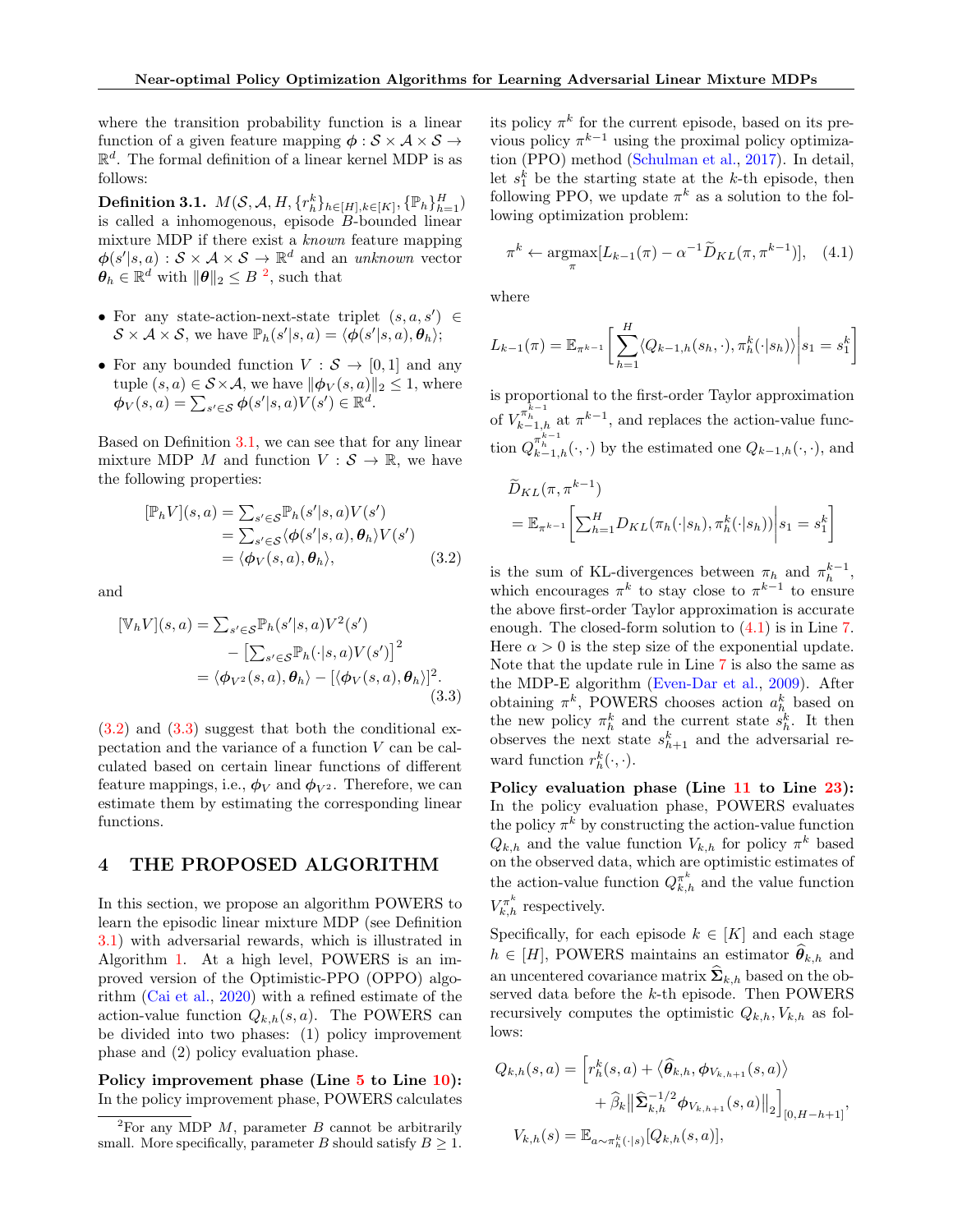where the transition probability function is a linear function of a given feature mapping $\boldsymbol{\phi}: \mathcal{S} \times \mathcal{A} \times \mathcal{S} \to \mathbb{R}^d$. The formal definition of a linear kernel MDP is as follows:

**Definition 3.1.** $M(\mathcal{S}, \mathcal{A}, H, \{r_h^k\}_{h\in[H],k\in[K]}, \{\mathbb{P}_h\}_{h=1}^H)$ is called a inhomogenous, episode $B$-bounded linear mixture MDP if there exist a *known* feature mapping $\boldsymbol{\phi}(s'|s,a): \mathcal{S} \times \mathcal{A} \times \mathcal{S} \to \mathbb{R}^d$ and an *unknown* vector $\boldsymbol{\theta}_h \in \mathbb{R}^d$ with $\|\boldsymbol{\theta}\|_2 \le B$ [2], such that

- For any state-action-next-state triplet $(s, a, s') \in \mathcal{S} \times \mathcal{A} \times \mathcal{S}$, we have $\mathbb{P}_h(s'|s,a) = \langle \boldsymbol{\phi}(s'|s,a), \boldsymbol{\theta}_h \rangle$;
- For any bounded function $V: \mathcal{S} \to [0,1]$ and any tuple $(s,a) \in \mathcal{S} \times \mathcal{A}$, we have $\|\boldsymbol{\phi}_V(s,a)\|_2 \le 1$, where $\boldsymbol{\phi}_V(s,a) = \sum_{s'\in\mathcal{S}} \boldsymbol{\phi}(s'|s,a)V(s') \in \mathbb{R}^d$.

Based on Definition 3.1, we can see that for any linear mixture MDP $M$ and function $V: \mathcal{S} \to \mathbb{R}$, we have the following properties:

$$
\begin{aligned}
[\mathbb{P}_h V](s,a) &= \textstyle\sum_{s'\in\mathcal{S}} \mathbb{P}_h(s'|s,a)V(s') \\
&= \textstyle\sum_{s'\in\mathcal{S}} \langle \boldsymbol{\phi}(s'|s,a), \boldsymbol{\theta}_h \rangle V(s') \\
&= \langle \boldsymbol{\phi}_V(s,a), \boldsymbol{\theta}_h \rangle, \qquad (3.2)
\end{aligned}
$$

and

$$
\begin{aligned}
[\mathbb{V}_h V](s,a) &= \textstyle\sum_{s'\in\mathcal{S}} \mathbb{P}_h(s'|s,a)V^2(s') \\
&\quad - \big[\textstyle\sum_{s'\in\mathcal{S}} \mathbb{P}_h(\cdot|s,a)V(s')\big]^2 \\
&= \langle \boldsymbol{\phi}_{V^2}(s,a), \boldsymbol{\theta}_h \rangle - [\langle \boldsymbol{\phi}_V(s,a), \boldsymbol{\theta}_h \rangle]^2. \qquad (3.3)
\end{aligned}
$$

(3.2) and (3.3) suggest that both the conditional expectation and the variance of a function $V$ can be calculated based on certain linear functions of different feature mappings, i.e., $\boldsymbol{\phi}_V$ and $\boldsymbol{\phi}_{V^2}$. Therefore, we can estimate them by estimating the corresponding linear functions.

# 4 THE PROPOSED ALGORITHM

In this section, we propose an algorithm POWERS to learn the episodic linear mixture MDP (see Definition 3.1) with adversarial rewards, which is illustrated in Algorithm 1. At a high level, POWERS is an improved version of the Optimistic-PPO (OPPO) algorithm (Cai et al., 2020) with a refined estimate of the action-value function $Q_{k,h}(s,a)$. The POWERS can be divided into two phases: (1) policy improvement phase and (2) policy evaluation phase.

**Policy improvement phase (Line 5 to Line 10):** In the policy improvement phase, POWERS calculates its policy $\pi^k$ for the current episode, based on its previous policy $\pi^{k-1}$ using the proximal policy optimization (PPO) method (Schulman et al., 2017). In detail, let $s_1^k$ be the starting state at the $k$-th episode, then following PPO, we update $\pi^k$ as a solution to the following optimization problem:

$$
\pi^k \leftarrow \operatorname*{argmax}_{\pi} [L_{k-1}(\pi) - \alpha^{-1}\widetilde{D}_{KL}(\pi, \pi^{k-1})], \quad (4.1)
$$

where

$$
L_{k-1}(\pi) = \mathbb{E}_{\pi^{k-1}}\left[\sum_{h=1}^H \langle Q_{k-1,h}(s_h, \cdot), \pi_h^k(\cdot|s_h)\rangle \middle| s_1 = s_1^k\right]
$$

is proportional to the first-order Taylor approximation of $V_{k-1,h}^{\pi_h^{k-1}}$ at $\pi^{k-1}$, and replaces the action-value function $Q_{k-1,h}^{\pi_h^{k-1}}(\cdot,\cdot)$ by the estimated one $Q_{k-1,h}(\cdot,\cdot)$, and

$$
\begin{aligned}
&\widetilde{D}_{KL}(\pi, \pi^{k-1}) \\
&= \mathbb{E}_{\pi^{k-1}}\left[\textstyle\sum_{h=1}^H D_{KL}(\pi_h(\cdot|s_h), \pi_h^k(\cdot|s_h)) \middle| s_1 = s_1^k\right]
\end{aligned}
$$

is the sum of KL-divergences between $\pi_h$ and $\pi_h^{k-1}$, which encourages $\pi^k$ to stay close to $\pi^{k-1}$ to ensure the above first-order Taylor approximation is accurate enough. The closed-form solution to (4.1) is in Line 7. Here $\alpha > 0$ is the step size of the exponential update. Note that the update rule in Line 7 is also the same as the MDP-E algorithm (Even-Dar et al., 2009). After obtaining $\pi^k$, POWERS chooses action $a_h^k$ based on the new policy $\pi_h^k$ and the current state $s_h^k$. It then observes the next state $s_{h+1}^k$ and the adversarial reward function $r_h^k(\cdot,\cdot)$.

**Policy evaluation phase (Line 11 to Line 23):** In the policy evaluation phase, POWERS evaluates the policy $\pi^k$ by constructing the action-value function $Q_{k,h}$ and the value function $V_{k,h}$ for policy $\pi^k$ based on the observed data, which are optimistic estimates of the action-value function $Q_{k,h}^{\pi^k}$ and the value function $V_{k,h}^{\pi^k}$ respectively.

Specifically, for each episode $k \in [K]$ and each stage $h \in [H]$, POWERS maintains an estimator $\widehat{\boldsymbol{\theta}}_{k,h}$ and an uncentered covariance matrix $\widehat{\boldsymbol{\Sigma}}_{k,h}$ based on the observed data before the $k$-th episode. Then POWERS recursively computes the optimistic $Q_{k,h}, V_{k,h}$ as follows:

$$
\begin{aligned}
Q_{k,h}(s,a) &= \Big[r_h^k(s,a) + \big\langle \widehat{\boldsymbol{\theta}}_{k,h}, \boldsymbol{\phi}_{V_{k,h+1}}(s,a)\big\rangle \\
&\quad + \widehat{\beta}_k \big\|\widehat{\boldsymbol{\Sigma}}_{k,h}^{-1/2}\boldsymbol{\phi}_{V_{k,h+1}}(s,a)\big\|_2\Big]_{[0,H-h+1]}, \\
V_{k,h}(s) &= \mathbb{E}_{a\sim\pi_h^k(\cdot|s)}[Q_{k,h}(s,a)],
\end{aligned}
$$

[2] For any MDP $M$, parameter $B$ cannot be arbitrarily small. More specifically, parameter $B$ should satisfy $B \ge 1$.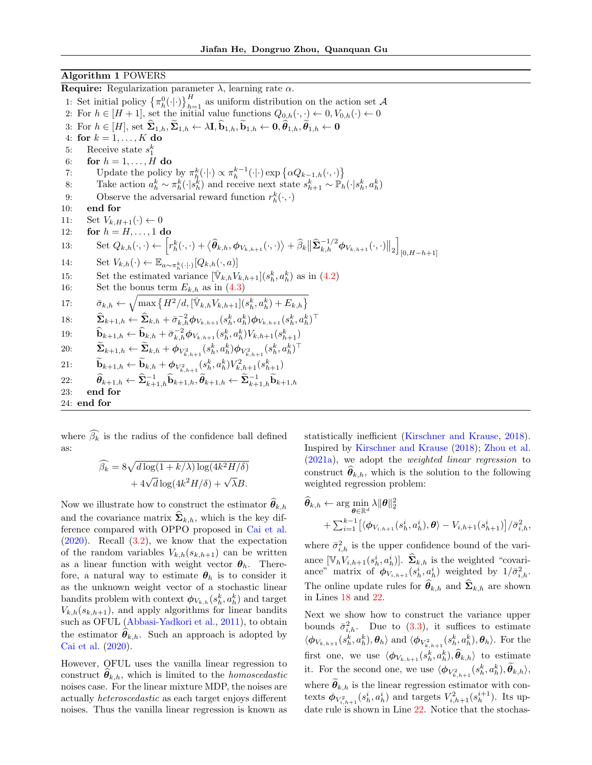**Algorithm 1** POWERS

**Require:** Regularization parameter $\lambda$, learning rate $\alpha$.

1: Set initial policy $\{\pi_h^0(\cdot|\cdot)\}_{h=1}^H$ as uniform distribution on the action set $\mathcal{A}$
2: For $h \in [H+1]$, set the initial value functions $Q_{0,h}(\cdot,\cdot) \leftarrow 0, V_{0,h}(\cdot) \leftarrow 0$
3: For $h \in [H]$, set $\widehat{\boldsymbol{\Sigma}}_{1,h}, \widetilde{\boldsymbol{\Sigma}}_{1,h} \leftarrow \lambda \mathbf{I}, \widehat{\mathbf{b}}_{1,h}, \widetilde{\mathbf{b}}_{1,h} \leftarrow \mathbf{0}, \widehat{\boldsymbol{\theta}}_{1,h}, \widetilde{\boldsymbol{\theta}}_{1,h} \leftarrow \mathbf{0}$
4: **for** $k = 1, \ldots, K$ **do**
5: Receive state $s_1^k$
6: **for** $h = 1, \ldots, H$ **do**
7: Update the policy by $\pi_h^k(\cdot|\cdot) \propto \pi_h^{k-1}(\cdot|\cdot) \exp\{\alpha Q_{k-1,h}(\cdot,\cdot)\}$
8: Take action $a_h^k \sim \pi_h^k(\cdot|s_h^k)$ and receive next state $s_{h+1}^k \sim \mathbb{P}_h(\cdot|s_h^k, a_h^k)$
9: Observe the adversarial reward function $r_h^k(\cdot,\cdot)$
10: **end for**
11: Set $V_{k,H+1}(\cdot) \leftarrow 0$
12: **for** $h = H, \ldots, 1$ **do**
13: Set $Q_{k,h}(\cdot,\cdot) \leftarrow \Big[r_h^k(\cdot,\cdot) + \big\langle \widehat{\boldsymbol{\theta}}_{k,h}, \boldsymbol{\phi}_{V_{k,h+1}}(\cdot,\cdot)\big\rangle + \widehat{\beta}_k \big\|\widehat{\boldsymbol{\Sigma}}_{k,h}^{-1/2}\boldsymbol{\phi}_{V_{k,h+1}}(\cdot,\cdot)\big\|_2\Big]_{[0,H-h+1]}$
14: Set $V_{k,h}(\cdot) \leftarrow \mathbb{E}_{a\sim\pi_h^k(\cdot|\cdot)}[Q_{k,h}(\cdot,a)]$
15: Set the estimated variance $[\bar{\mathbb{V}}_{k,h}V_{k,h+1}](s_h^k, a_h^k)$ as in (4.2)
16: Set the bonus term $E_{k,h}$ as in (4.3)
17: $\bar{\sigma}_{k,h} \leftarrow \sqrt{\max\big\{H^2/d, [\bar{\mathbb{V}}_{k,h}V_{k,h+1}](s_h^k, a_h^k) + E_{k,h}\big\}}$
18: $\widehat{\boldsymbol{\Sigma}}_{k+1,h} \leftarrow \widehat{\boldsymbol{\Sigma}}_{k,h} + \bar{\sigma}_{k,h}^{-2}\boldsymbol{\phi}_{V_{k,h+1}}(s_h^k, a_h^k)\boldsymbol{\phi}_{V_{k,h+1}}(s_h^k, a_h^k)^\top$
19: $\widehat{\mathbf{b}}_{k+1,h} \leftarrow \widehat{\mathbf{b}}_{k,h} + \bar{\sigma}_{k,h}^{-2}\boldsymbol{\phi}_{V_{k,h+1}}(s_h^k, a_h^k)V_{k,h+1}(s_{h+1}^k)$
20: $\widetilde{\boldsymbol{\Sigma}}_{k+1,h} \leftarrow \widetilde{\boldsymbol{\Sigma}}_{k,h} + \boldsymbol{\phi}_{V_{k,h+1}^2}(s_h^k, a_h^k)\boldsymbol{\phi}_{V_{k,h+1}^2}(s_h^k, a_h^k)^\top$
21: $\widetilde{\mathbf{b}}_{k+1,h} \leftarrow \widetilde{\mathbf{b}}_{k,h} + \boldsymbol{\phi}_{V_{k,h+1}^2}(s_h^k, a_h^k)V_{k,h+1}^2(s_{h+1}^k)$
22: $\widehat{\boldsymbol{\theta}}_{k+1,h} \leftarrow \widehat{\boldsymbol{\Sigma}}_{k+1,h}^{-1}\widehat{\mathbf{b}}_{k+1,h}, \widetilde{\boldsymbol{\theta}}_{k+1,h} \leftarrow \widetilde{\boldsymbol{\Sigma}}_{k+1,h}^{-1}\widetilde{\mathbf{b}}_{k+1,h}$
23: **end for**
24: **end for**

where $\widehat{\beta_k}$ is the radius of the confidence ball defined as:

$$\widehat{\beta_k} = 8\sqrt{d\log(1+k/\lambda)\log(4k^2H/\delta)} + 4\sqrt{d}\log(4k^2H/\delta) + \sqrt{\lambda}B.$$

Now we illustrate how to construct the estimator $\widehat{\boldsymbol{\theta}}_{k,h}$ and the covariance matrix $\widehat{\boldsymbol{\Sigma}}_{k,h}$, which is the key difference compared with OPPO proposed in Cai et al. (2020). Recall (3.2), we know that the expectation of the random variables $V_{k,h}(s_{k,h+1})$ can be written as a linear function with weight vector $\boldsymbol{\theta}_h$. Therefore, a natural way to estimate $\boldsymbol{\theta}_h$ is to consider it as the unknown weight vector of a stochastic linear bandits problem with context $\boldsymbol{\phi}_{V_{k,h}}(s_h^k, a_h^k)$ and target $V_{k,h}(s_{k,h+1})$, and apply algorithms for linear bandits such as OFUL (Abbasi-Yadkori et al., 2011), to obtain the estimator $\widehat{\boldsymbol{\theta}}_{k,h}$. Such an approach is adopted by Cai et al. (2020).

However, OFUL uses the vanilla linear regression to construct $\widehat{\boldsymbol{\theta}}_{k,h}$, which is limited to the *homoscedastic* noises case. For the linear mixture MDP, the noises are actually *heteroscedastic* as each target enjoys different noises. Thus the vanilla linear regression is known as statistically inefficient (Kirschner and Krause, 2018). Inspired by Kirschner and Krause (2018); Zhou et al. (2021a), we adopt the *weighted linear regression* to construct $\widehat{\boldsymbol{\theta}}_{k,h}$, which is the solution to the following weighted regression problem:

$$\widehat{\boldsymbol{\theta}}_{k,h} \leftarrow \arg\min_{\boldsymbol{\theta}\in\mathbb{R}^d} \lambda\|\boldsymbol{\theta}\|_2^2 + \textstyle\sum_{i=1}^{k-1}\big[\langle\boldsymbol{\phi}_{V_{i,h+1}}(s_h^i, a_h^i), \boldsymbol{\theta}\rangle - V_{i,h+1}(s_{h+1}^i)\big]/\bar{\sigma}_{i,h}^2,$$

where $\bar{\sigma}_{i,h}^2$ is the upper confidence bound of the variance $[\mathbb{V}_h V_{i,h+1}(s_h^i, a_h^i)]$. $\widehat{\boldsymbol{\Sigma}}_{k,h}$ is the weighted "covariance" matrix of $\boldsymbol{\phi}_{V_{i,h+1}}(s_h^i, a_h^i)$ weighted by $1/\bar{\sigma}_{i,h}^2$. The online update rules for $\widehat{\boldsymbol{\theta}}_{k,h}$ and $\widehat{\boldsymbol{\Sigma}}_{k,h}$ are shown in Lines 18 and 22.

Next we show how to construct the variance upper bounds $\bar{\sigma}_{i,h}^2$. Due to (3.3), it suffices to estimate $\langle\boldsymbol{\phi}_{V_{k,h+1}}(s_h^k, a_h^k), \boldsymbol{\theta}_h\rangle$ and $\langle\boldsymbol{\phi}_{V_{k,h+1}^2}(s_h^k, a_h^k), \boldsymbol{\theta}_h\rangle$. For the first one, we use $\langle\boldsymbol{\phi}_{V_{k,h+1}}(s_h^k, a_h^k), \widehat{\boldsymbol{\theta}}_{k,h}\rangle$ to estimate it. For the second one, we use $\langle\boldsymbol{\phi}_{V_{k,h+1}^2}(s_h^k, a_h^k), \widetilde{\boldsymbol{\theta}}_{k,h}\rangle$, where $\widetilde{\boldsymbol{\theta}}_{k,h}$ is the linear regression estimator with contexts $\boldsymbol{\phi}_{V_{i,h+1}^2}(s_h^i, a_h^i)$ and targets $V_{i,h+1}^2(s_h^{i+1})$. Its update rule is shown in Line 22. Notice that the stochas-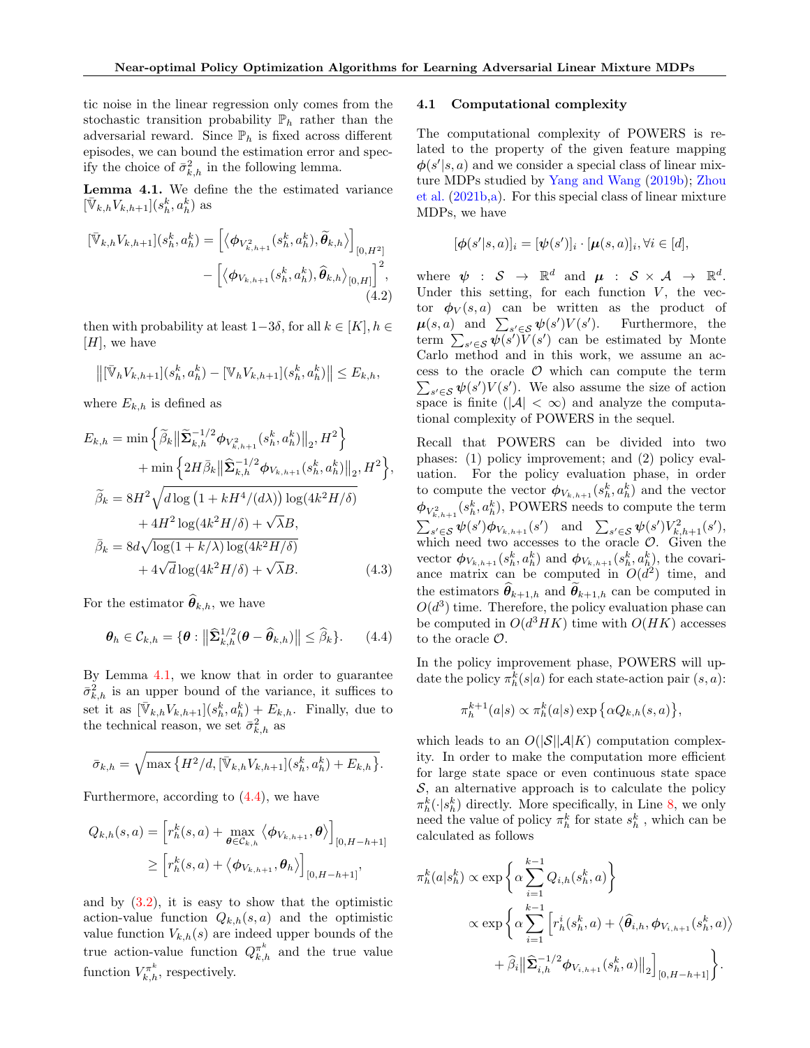tic noise in the linear regression only comes from the stochastic transition probability $\mathbb{P}_h$ rather than the adversarial reward. Since $\mathbb{P}_h$ is fixed across different episodes, we can bound the estimation error and specify the choice of $\bar{\sigma}_{k,h}^2$ in the following lemma.

**Lemma 4.1.** We define the the estimated variance $[\bar{\mathbb{V}}_{k,h} V_{k,h+1}](s_h^k, a_h^k)$ as

$$
\begin{aligned}
[\bar{\mathbb{V}}_{k,h} V_{k,h+1}](s_h^k, a_h^k) = \Big[\big\langle \boldsymbol{\phi}_{V_{k,h+1}^2}(s_h^k, a_h^k), \widetilde{\boldsymbol{\theta}}_{k,h}\big\rangle\Big]_{[0,H^2]} \\
- \Big[\big\langle \boldsymbol{\phi}_{V_{k,h+1}}(s_h^k, a_h^k), \widehat{\boldsymbol{\theta}}_{k,h}\big\rangle_{[0,H]}\Big]^2,
\end{aligned}
\tag{4.2}
$$

then with probability at least $1-3\delta$, for all $k \in [K], h \in [H]$, we have

$$
\big\|[\bar{\mathbb{V}}_h V_{k,h+1}](s_h^k, a_h^k) - [\mathbb{V}_h V_{k,h+1}](s_h^k, a_h^k)\big\| \le E_{k,h},
$$

where $E_{k,h}$ is defined as

$$
\begin{aligned}
E_{k,h} &= \min\Big\{\widetilde{\beta}_k \big\|\widetilde{\boldsymbol{\Sigma}}_{k,h}^{-1/2} \boldsymbol{\phi}_{V_{k,h+1}^2}(s_h^k, a_h^k)\big\|_2, H^2\Big\} \\
&\quad + \min\Big\{2H\bar{\beta}_k \big\|\widehat{\boldsymbol{\Sigma}}_{k,h}^{-1/2} \boldsymbol{\phi}_{V_{k,h+1}}(s_h^k, a_h^k)\big\|_2, H^2\Big\}, \\
\widetilde{\beta}_k &= 8H^2\sqrt{d \log\big(1 + kH^4/(d\lambda)\big) \log(4k^2H/\delta)} \\
&\quad + 4H^2 \log(4k^2H/\delta) + \sqrt{\lambda} B, \\
\bar{\beta}_k &= 8d\sqrt{\log(1 + k/\lambda) \log(4k^2H/\delta)} \\
&\quad + 4\sqrt{d} \log(4k^2H/\delta) + \sqrt{\lambda} B.
\end{aligned}
\tag{4.3}
$$

For the estimator $\widehat{\boldsymbol{\theta}}_{k,h}$, we have

$$
\boldsymbol{\theta}_h \in \mathcal{C}_{k,h} = \{\boldsymbol{\theta} : \big\|\widehat{\boldsymbol{\Sigma}}_{k,h}^{1/2}(\boldsymbol{\theta} - \widehat{\boldsymbol{\theta}}_{k,h})\big\| \le \widehat{\beta}_k\}. \tag{4.4}
$$

By Lemma 4.1, we know that in order to guarantee $\bar{\sigma}_{k,h}^2$ is an upper bound of the variance, it suffices to set it as $[\bar{\mathbb{V}}_{k,h} V_{k,h+1}](s_h^k, a_h^k) + E_{k,h}$. Finally, due to the technical reason, we set $\bar{\sigma}_{k,h}^2$ as

$$
\bar{\sigma}_{k,h} = \sqrt{\max\big\{H^2/d, [\bar{\mathbb{V}}_{k,h} V_{k,h+1}](s_h^k, a_h^k) + E_{k,h}\big\}}.
$$

Furthermore, according to (4.4), we have

$$
\begin{aligned}
Q_{k,h}(s,a) &= \Big[r_h^k(s,a) + \max_{\boldsymbol{\theta} \in \mathcal{C}_{k,h}} \big\langle \boldsymbol{\phi}_{V_{k,h+1}}, \boldsymbol{\theta}\big\rangle\Big]_{[0,H-h+1]} \\
&\ge \Big[r_h^k(s,a) + \big\langle \boldsymbol{\phi}_{V_{k,h+1}}, \boldsymbol{\theta}_h\big\rangle\Big]_{[0,H-h+1]},
\end{aligned}
$$

and by (3.2), it is easy to show that the optimistic action-value function $Q_{k,h}(s,a)$ and the optimistic value function $V_{k,h}(s)$ are indeed upper bounds of the true action-value function $Q_{k,h}^{\pi^k}$ and the true value function $V_{k,h}^{\pi^k}$, respectively.

### 4.1 Computational complexity

The computational complexity of POWERS is related to the property of the given feature mapping $\boldsymbol{\phi}(s'|s,a)$ and we consider a special class of linear mixture MDPs studied by Yang and Wang (2019b); Zhou et al. (2021b,a). For this special class of linear mixture MDPs, we have

$$
[\boldsymbol{\phi}(s'|s,a)]_i = [\boldsymbol{\psi}(s')]_i \cdot [\boldsymbol{\mu}(s,a)]_i, \forall i \in [d],
$$

where $\boldsymbol{\psi} : \mathcal{S} \to \mathbb{R}^d$ and $\boldsymbol{\mu} : \mathcal{S} \times \mathcal{A} \to \mathbb{R}^d$. Under this setting, for each function $V$, the vector $\boldsymbol{\phi}_V(s,a)$ can be written as the product of $\boldsymbol{\mu}(s,a)$ and $\sum_{s' \in \mathcal{S}} \boldsymbol{\psi}(s')V(s')$. Furthermore, the term $\sum_{s' \in \mathcal{S}} \boldsymbol{\psi}(s')V(s')$ can be estimated by Monte Carlo method and in this work, we assume an access to the oracle $\mathcal{O}$ which can compute the term $\sum_{s' \in \mathcal{S}} \boldsymbol{\psi}(s')V(s')$. We also assume the size of action space is finite ($|\mathcal{A}| < \infty$) and analyze the computational complexity of POWERS in the sequel.

Recall that POWERS can be divided into two phases: (1) policy improvement; and (2) policy evaluation. For the policy evaluation phase, in order to compute the vector $\boldsymbol{\phi}_{V_{k,h+1}}(s_h^k, a_h^k)$ and the vector $\boldsymbol{\phi}_{V_{k,h+1}^2}(s_h^k, a_h^k)$, POWERS needs to compute the term $\sum_{s' \in \mathcal{S}} \boldsymbol{\psi}(s')\boldsymbol{\phi}_{V_{k,h+1}}(s')$ and $\sum_{s' \in \mathcal{S}} \boldsymbol{\psi}(s')V_{k,h+1}^2(s')$, which need two accesses to the oracle $\mathcal{O}$. Given the vector $\boldsymbol{\phi}_{V_{k,h+1}}(s_h^k, a_h^k)$ and $\boldsymbol{\phi}_{V_{k,h+1}}(s_h^k, a_h^k)$, the covariance matrix can be computed in $O(d^2)$ time, and the estimators $\widehat{\boldsymbol{\theta}}_{k+1,h}$ and $\widetilde{\boldsymbol{\theta}}_{k+1,h}$ can be computed in $O(d^3)$ time. Therefore, the policy evaluation phase can be computed in $O(d^3HK)$ time with $O(HK)$ accesses to the oracle $\mathcal{O}$.

In the policy improvement phase, POWERS will update the policy $\pi_h^k(s|a)$ for each state-action pair $(s,a)$:

$$
\pi_h^{k+1}(a|s) \propto \pi_h^k(a|s) \exp\big\{\alpha Q_{k,h}(s,a)\big\},
$$

which leads to an $O(|\mathcal{S}||\mathcal{A}|K)$ computation complexity. In order to make the computation more efficient for large state space or even continuous state space $\mathcal{S}$, an alternative approach is to calculate the policy $\pi_h^k(\cdot|s_h^k)$ directly. More specifically, in Line 8, we only need the value of policy $\pi_h^k$ for state $s_h^k$, which can be calculated as follows

$$
\begin{aligned}
\pi_h^k(a|s_h^k) &\propto \exp\bigg\{\alpha \sum_{i=1}^{k-1} Q_{i,h}(s_h^k, a)\bigg\} \\
&\propto \exp\bigg\{\alpha \sum_{i=1}^{k-1} \Big[r_h^i(s_h^k, a) + \big\langle \widehat{\boldsymbol{\theta}}_{i,h}, \boldsymbol{\phi}_{V_{i,h+1}}(s_h^k, a)\big\rangle \\
&\qquad + \widehat{\beta}_i \big\|\widehat{\boldsymbol{\Sigma}}_{i,h}^{-1/2} \boldsymbol{\phi}_{V_{i,h+1}}(s_h^k, a)\big\|_2\Big]_{[0,H-h+1]}\bigg\}.
\end{aligned}
$$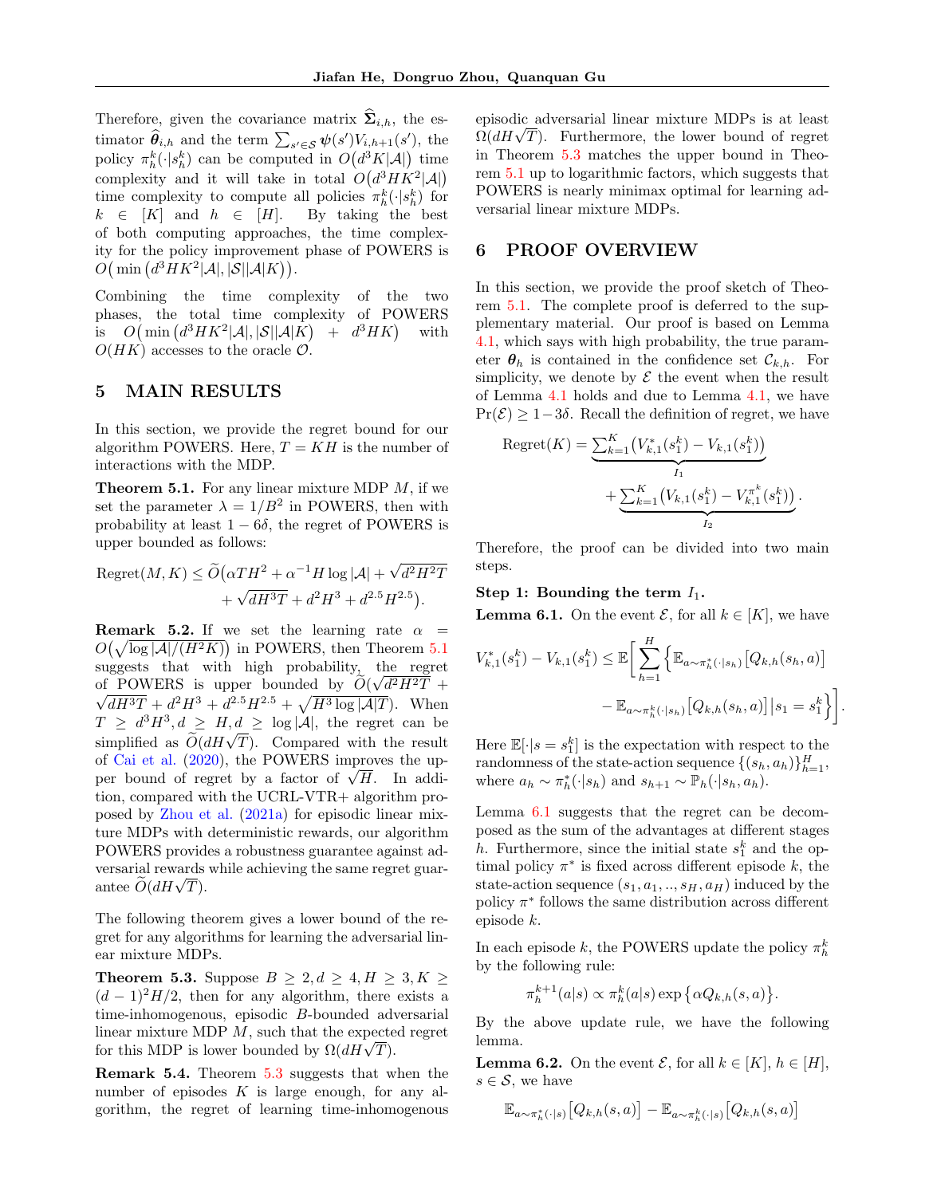Therefore, given the covariance matrix $\widehat{\boldsymbol{\Sigma}}_{i,h}$, the estimator $\widehat{\boldsymbol{\theta}}_{i,h}$ and the term $\sum_{s' \in \mathcal{S}} \boldsymbol{\psi}(s') V_{i,h+1}(s')$, the policy $\pi_h^k(\cdot|s_h^k)$ can be computed in $O(d^3 K|\mathcal{A}|)$ time complexity and it will take in total $O(d^3 HK^2|\mathcal{A}|)$ time complexity to compute all policies $\pi_h^k(\cdot|s_h^k)$ for $k \in [K]$ and $h \in [H]$. By taking the best of both computing approaches, the time complexity for the policy improvement phase of POWERS is $O\big(\min\big(d^3HK^2|\mathcal{A}|, |\mathcal{S}||\mathcal{A}|K\big)\big)$.

Combining the time complexity of the two phases, the total time complexity of POWERS is $O\big(\min\big(d^3HK^2|\mathcal{A}|, |\mathcal{S}||\mathcal{A}|K\big) + d^3HK\big)$ with $O(HK)$ accesses to the oracle $\mathcal{O}$.

# 5 MAIN RESULTS

In this section, we provide the regret bound for our algorithm POWERS. Here, $T = KH$ is the number of interactions with the MDP.

**Theorem 5.1.** For any linear mixture MDP $M$, if we set the parameter $\lambda = 1/B^2$ in POWERS, then with probability at least $1 - 6\delta$, the regret of POWERS is upper bounded as follows:

$$\text{Regret}(M, K) \leq \widetilde{O}\big(\alpha TH^2 + \alpha^{-1} H \log|\mathcal{A}| + \sqrt{d^2H^2T} + \sqrt{dH^3T} + d^2H^3 + d^{2.5}H^{2.5}\big).$$

**Remark 5.2.** If we set the learning rate $\alpha = O\big(\sqrt{\log|\mathcal{A}|/(H^2K)}\big)$ in POWERS, then Theorem 5.1 suggests that with high probability, the regret of POWERS is upper bounded by $\widetilde{O}(\sqrt{d^2H^2T} + \sqrt{dH^3T} + d^2H^3 + d^{2.5}H^{2.5} + \sqrt{H^3 \log|\mathcal{A}|T})$. When $T \geq d^3H^3, d \geq H, d \geq \log|\mathcal{A}|$, the regret can be simplified as $\widetilde{O}(dH\sqrt{T})$. Compared with the result of Cai et al. (2020), the POWERS improves the upper bound of regret by a factor of $\sqrt{H}$. In addition, compared with the UCRL-VTR+ algorithm proposed by Zhou et al. (2021a) for episodic linear mixture MDPs with deterministic rewards, our algorithm POWERS provides a robustness guarantee against adversarial rewards while achieving the same regret guarantee $\widetilde{O}(dH\sqrt{T})$.

The following theorem gives a lower bound of the regret for any algorithms for learning the adversarial linear mixture MDPs.

**Theorem 5.3.** Suppose $B \geq 2, d \geq 4, H \geq 3, K \geq (d-1)^2H/2$, then for any algorithm, there exists a time-inhomogenous, episodic $B$-bounded adversarial linear mixture MDP $M$, such that the expected regret for this MDP is lower bounded by $\Omega(dH\sqrt{T})$.

**Remark 5.4.** Theorem 5.3 suggests that when the number of episodes $K$ is large enough, for any algorithm, the regret of learning time-inhomogenous episodic adversarial linear mixture MDPs is at least $\Omega(dH\sqrt{T})$. Furthermore, the lower bound of regret in Theorem 5.3 matches the upper bound in Theorem 5.1 up to logarithmic factors, which suggests that POWERS is nearly minimax optimal for learning adversarial linear mixture MDPs.

# 6 PROOF OVERVIEW

In this section, we provide the proof sketch of Theorem 5.1. The complete proof is deferred to the supplementary material. Our proof is based on Lemma 4.1, which says with high probability, the true parameter $\boldsymbol{\theta}_h$ is contained in the confidence set $\mathcal{C}_{k,h}$. For simplicity, we denote by $\mathcal{E}$ the event when the result of Lemma 4.1 holds and due to Lemma 4.1, we have $\Pr(\mathcal{E}) \geq 1 - 3\delta$. Recall the definition of regret, we have

$$\text{Regret}(K) = \underbrace{\textstyle\sum_{k=1}^K \big(V_{k,1}^*(s_1^k) - V_{k,1}(s_1^k)\big)}_{I_1} + \underbrace{\textstyle\sum_{k=1}^K \big(V_{k,1}(s_1^k) - V_{k,1}^{\pi^k}(s_1^k)\big)}_{I_2}.$$

Therefore, the proof can be divided into two main steps.

**Step 1: Bounding the term $I_1$.**

**Lemma 6.1.** On the event $\mathcal{E}$, for all $k \in [K]$, we have

$$V_{k,1}^*(s_1^k) - V_{k,1}(s_1^k) \leq \mathbb{E}\bigg[\sum_{h=1}^H \Big\{\mathbb{E}_{a \sim \pi_h^*(\cdot|s_h)}\big[Q_{k,h}(s_h, a)\big] - \mathbb{E}_{a \sim \pi_h^k(\cdot|s_h)}\big[Q_{k,h}(s_h, a)\big] \big| s_1 = s_1^k\Big\}\bigg].$$

Here $\mathbb{E}[\cdot|s = s_1^k]$ is the expectation with respect to the randomness of the state-action sequence $\{(s_h, a_h)\}_{h=1}^H$, where $a_h \sim \pi_h^*(\cdot|s_h)$ and $s_{h+1} \sim \mathbb{P}_h(\cdot|s_h, a_h)$.

Lemma 6.1 suggests that the regret can be decomposed as the sum of the advantages at different stages $h$. Furthermore, since the initial state $s_1^k$ and the optimal policy $\pi^*$ is fixed across different episode $k$, the state-action sequence $(s_1, a_1, .., s_H, a_H)$ induced by the policy $\pi^*$ follows the same distribution across different episode $k$.

In each episode $k$, the POWERS update the policy $\pi_h^k$ by the following rule:

$$\pi_h^{k+1}(a|s) \propto \pi_h^k(a|s) \exp\big\{\alpha Q_{k,h}(s, a)\big\}.$$

By the above update rule, we have the following lemma.

**Lemma 6.2.** On the event $\mathcal{E}$, for all $k \in [K]$, $h \in [H]$, $s \in \mathcal{S}$, we have

$$\mathbb{E}_{a \sim \pi_h^*(\cdot|s)}\big[Q_{k,h}(s, a)\big] - \mathbb{E}_{a \sim \pi_h^k(\cdot|s)}\big[Q_{k,h}(s, a)\big]$$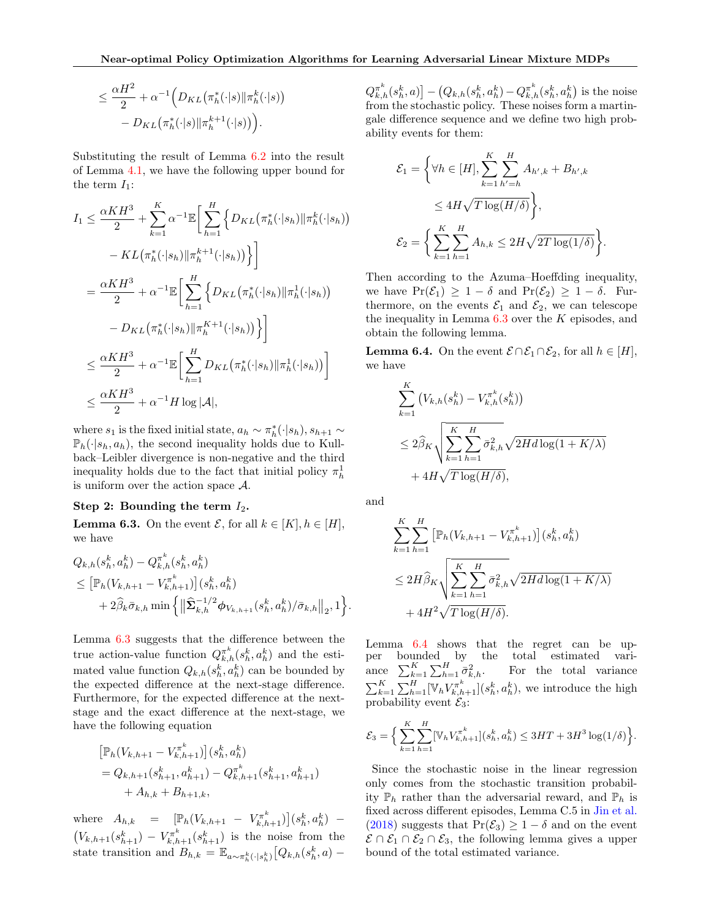$$\leq \frac{\alpha H^2}{2} + \alpha^{-1}\Big(D_{KL}\big(\pi_h^*(\cdot|s)\|\pi_h^k(\cdot|s)\big) - D_{KL}\big(\pi_h^*(\cdot|s)\|\pi_h^{k+1}(\cdot|s)\big)\Big).$$

Substituting the result of Lemma 6.2 into the result of Lemma 4.1, we have the following upper bound for the term $I_1$:

$$\begin{aligned}
I_1 &\leq \frac{\alpha K H^3}{2} + \sum_{k=1}^{K} \alpha^{-1}\mathbb{E}\Big[\sum_{h=1}^{H}\Big\{D_{KL}\big(\pi_h^*(\cdot|s_h)\|\pi_h^k(\cdot|s_h)\big) \\
&\qquad - KL\big(\pi_h^*(\cdot|s_h)\|\pi_h^{k+1}(\cdot|s_h)\big)\Big\}\Big] \\
&= \frac{\alpha K H^3}{2} + \alpha^{-1}\mathbb{E}\Big[\sum_{h=1}^{H}\Big\{D_{KL}\big(\pi_h^*(\cdot|s_h)\|\pi_h^1(\cdot|s_h)\big) \\
&\qquad - D_{KL}\big(\pi_h^*(\cdot|s_h)\|\pi_h^{K+1}(\cdot|s_h)\big)\Big\}\Big] \\
&\leq \frac{\alpha K H^3}{2} + \alpha^{-1}\mathbb{E}\Big[\sum_{h=1}^{H} D_{KL}\big(\pi_h^*(\cdot|s_h)\|\pi_h^1(\cdot|s_h)\big)\Big] \\
&\leq \frac{\alpha K H^3}{2} + \alpha^{-1} H \log|\mathcal{A}|,
\end{aligned}$$

where $s_1$ is the fixed initial state, $a_h \sim \pi_h^*(\cdot|s_h)$, $s_{h+1} \sim \mathbb{P}_h(\cdot|s_h, a_h)$, the second inequality holds due to Kullback–Leibler divergence is non-negative and the third inequality holds due to the fact that initial policy $\pi_h^1$ is uniform over the action space $\mathcal{A}$.

**Step 2: Bounding the term $I_2$.**

**Lemma 6.3.** On the event $\mathcal{E}$, for all $k \in [K], h \in [H]$, we have

$$\begin{aligned}
&Q_{k,h}(s_h^k, a_h^k) - Q_{k,h}^{\pi^k}(s_h^k, a_h^k) \\
&\leq \big[\mathbb{P}_h(V_{k,h+1} - V_{k,h+1}^{\pi^k})\big](s_h^k, a_h^k) \\
&\quad + 2\widehat{\beta}_k \bar{\sigma}_{k,h} \min\Big\{\big\|\widehat{\boldsymbol{\Sigma}}_{k,h}^{-1/2}\boldsymbol{\phi}_{V_{k,h+1}}(s_h^k, a_h^k)/\bar{\sigma}_{k,h}\big\|_2, 1\Big\}.
\end{aligned}$$

Lemma 6.3 suggests that the difference between the true action-value function $Q_{k,h}^{\pi^k}(s_h^k, a_h^k)$ and the estimated value function $Q_{k,h}(s_h^k, a_h^k)$ can be bounded by the expected difference at the next-stage difference. Furthermore, for the expected difference at the next-stage and the exact difference at the next-stage, we have the following equation

$$\begin{aligned}
&\big[\mathbb{P}_h(V_{k,h+1} - V_{k,h+1}^{\pi^k})\big](s_h^k, a_h^k) \\
&= Q_{k,h+1}(s_{h+1}^k, a_{h+1}^k) - Q_{k,h+1}^{\pi^k}(s_{h+1}^k, a_{h+1}^k) \\
&\quad + A_{h,k} + B_{h+1,k},
\end{aligned}$$

where $A_{h,k} = \big[\mathbb{P}_h(V_{k,h+1} - V_{k,h+1}^{\pi^k})\big](s_h^k, a_h^k) - \big(V_{k,h+1}(s_{h+1}^k) - V_{k,h+1}^{\pi^k}(s_{h+1}^k)\big)$ is the noise from the state transition and $B_{h,k} = \mathbb{E}_{a \sim \pi_h^k(\cdot|s_h^k)}\big[Q_{k,h}(s_h^k, a) - Q_{k,h}^{\pi^k}(s_h^k, a)\big] - \big(Q_{k,h}(s_h^k, a_h^k) - Q_{k,h}^{\pi^k}(s_h^k, a_h^k)\big)$ is the noise from the stochastic policy. These noises form a martingale difference sequence and we define two high probability events for them:

$$\begin{aligned}
\mathcal{E}_1 &= \Big\{\forall h \in [H], \sum_{k=1}^{K}\sum_{h'=h}^{H} A_{h',k} + B_{h',k} \\
&\qquad \leq 4H\sqrt{T\log(H/\delta)}\Big\}, \\
\mathcal{E}_2 &= \Big\{\sum_{k=1}^{K}\sum_{h=1}^{H} A_{h,k} \leq 2H\sqrt{2T\log(1/\delta)}\Big\}.
\end{aligned}$$

Then according to the Azuma–Hoeffding inequality, we have $\Pr(\mathcal{E}_1) \geq 1 - \delta$ and $\Pr(\mathcal{E}_2) \geq 1 - \delta$. Furthermore, on the events $\mathcal{E}_1$ and $\mathcal{E}_2$, we can telescope the inequality in Lemma 6.3 over the $K$ episodes, and obtain the following lemma.

**Lemma 6.4.** On the event $\mathcal{E} \cap \mathcal{E}_1 \cap \mathcal{E}_2$, for all $h \in [H]$, we have

$$\begin{aligned}
&\sum_{k=1}^{K}\big(V_{k,h}(s_h^k) - V_{k,h}^{\pi^k}(s_h^k)\big) \\
&\leq 2\widehat{\beta}_K\sqrt{\sum_{k=1}^{K}\sum_{h=1}^{H}\bar{\sigma}_{k,h}^2}\sqrt{2Hd\log(1 + K/\lambda)} \\
&\quad + 4H\sqrt{T\log(H/\delta)},
\end{aligned}$$

and

$$\begin{aligned}
&\sum_{k=1}^{K}\sum_{h=1}^{H}\big[\mathbb{P}_h(V_{k,h+1} - V_{k,h+1}^{\pi^k})\big](s_h^k, a_h^k) \\
&\leq 2H\widehat{\beta}_K\sqrt{\sum_{k=1}^{K}\sum_{h=1}^{H}\bar{\sigma}_{k,h}^2}\sqrt{2Hd\log(1 + K/\lambda)} \\
&\quad + 4H^2\sqrt{T\log(H/\delta)}.
\end{aligned}$$

Lemma 6.4 shows that the regret can be upper bounded by the total estimated variance $\sum_{k=1}^{K}\sum_{h=1}^{H}\bar{\sigma}_{k,h}^2$. For the total variance $\sum_{k=1}^{K}\sum_{h=1}^{H}[\mathbb{V}_h V_{k,h+1}^{\pi^k}](s_h^k, a_h^k)$, we introduce the high probability event $\mathcal{E}_3$:

$$\mathcal{E}_3 = \Big\{\sum_{k=1}^{K}\sum_{h=1}^{H}[\mathbb{V}_h V_{k,h+1}^{\pi^k}](s_h^k, a_h^k) \leq 3HT + 3H^3\log(1/\delta)\Big\}.$$

Since the stochastic noise in the linear regression only comes from the stochastic transition probability $\mathbb{P}_h$ rather than the adversarial reward, and $\mathbb{P}_h$ is fixed across different episodes, Lemma C.5 in Jin et al. (2018) suggests that $\Pr(\mathcal{E}_3) \geq 1 - \delta$ and on the event $\mathcal{E} \cap \mathcal{E}_1 \cap \mathcal{E}_2 \cap \mathcal{E}_3$, the following lemma gives a upper bound of the total estimated variance.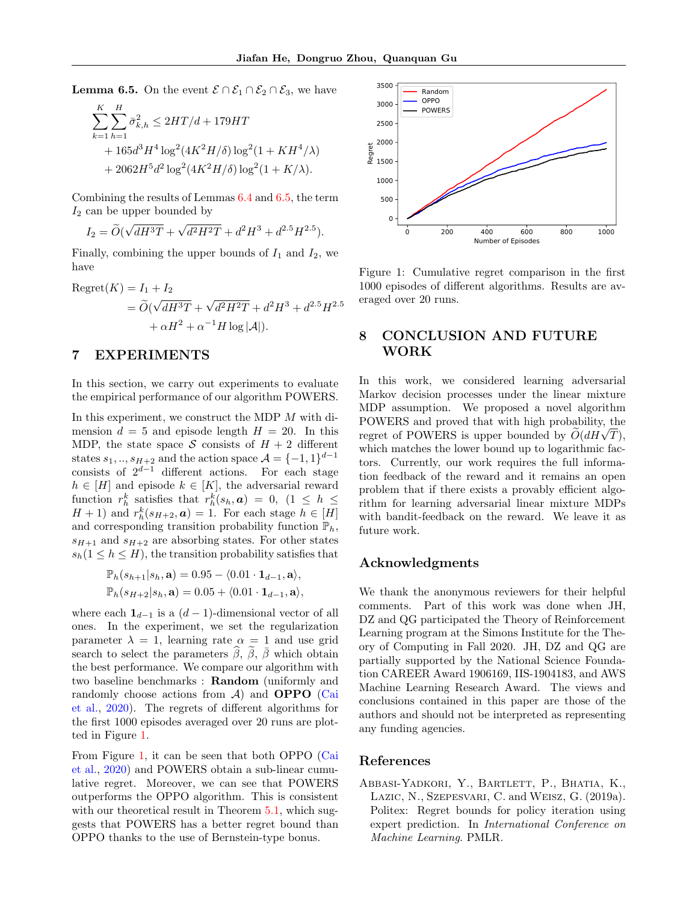**Lemma 6.5.** On the event $\mathcal{E} \cap \mathcal{E}_1 \cap \mathcal{E}_2 \cap \mathcal{E}_3$, we have

$$\sum_{k=1}^{K}\sum_{h=1}^{H} \bar{\sigma}_{k,h}^2 \le 2HT/d + 179HT + 165d^3H^4 \log^2(4K^2H/\delta)\log^2(1+KH^4/\lambda) + 2062H^5d^2\log^2(4K^2H/\delta)\log^2(1+K/\lambda).$$

Combining the results of Lemmas 6.4 and 6.5, the term $I_2$ can be upper bounded by

$$I_2 = \widetilde{O}(\sqrt{dH^3T} + \sqrt{d^2H^2T} + d^2H^3 + d^{2.5}H^{2.5}).$$

Finally, combining the upper bounds of $I_1$ and $I_2$, we have

$$\begin{aligned}\text{Regret}(K) &= I_1 + I_2\\ &= \widetilde{O}(\sqrt{dH^3T} + \sqrt{d^2H^2T} + d^2H^3 + d^{2.5}H^{2.5}\\ &\quad + \alpha H^2 + \alpha^{-1}H\log|\mathcal{A}|).\end{aligned}$$

# 7 EXPERIMENTS

In this section, we carry out experiments to evaluate the empirical performance of our algorithm POWERS.

In this experiment, we construct the MDP $M$ with dimension $d = 5$ and episode length $H = 20$. In this MDP, the state space $\mathcal{S}$ consists of $H+2$ different states $s_1, .., s_{H+2}$ and the action space $\mathcal{A} = \{-1,1\}^{d-1}$ consists of $2^{d-1}$ different actions. For each stage $h \in [H]$ and episode $k \in [K]$, the adversarial reward function $r_h^k$ satisfies that $r_h^k(s_h, \boldsymbol{a}) = 0$, $(1 \le h \le H+1)$ and $r_h^k(s_{H+2}, \boldsymbol{a}) = 1$. For each stage $h \in [H]$ and corresponding transition probability function $\mathbb{P}_h$, $s_{H+1}$ and $s_{H+2}$ are absorbing states. For other states $s_h (1 \le h \le H)$, the transition probability satisfies that

$$\mathbb{P}_h(s_{h+1}|s_h, \mathbf{a}) = 0.95 - \langle 0.01 \cdot \mathbf{1}_{d-1}, \mathbf{a}\rangle,$$
$$\mathbb{P}_h(s_{H+2}|s_h, \mathbf{a}) = 0.05 + \langle 0.01 \cdot \mathbf{1}_{d-1}, \mathbf{a}\rangle,$$

where each $\mathbf{1}_{d-1}$ is a $(d-1)$-dimensional vector of all ones. In the experiment, we set the regularization parameter $\lambda = 1$, learning rate $\alpha = 1$ and use grid search to select the parameters $\widehat{\beta}$, $\widetilde{\beta}$, $\bar{\beta}$ which obtain the best performance. We compare our algorithm with two baseline benchmarks : **Random** (uniformly and randomly choose actions from $\mathcal{A}$) and **OPPO** (Cai et al., 2020). The regrets of different algorithms for the first 1000 episodes averaged over 20 runs are plotted in Figure 1.

From Figure 1, it can be seen that both OPPO (Cai et al., 2020) and POWERS obtain a sub-linear cumulative regret. Moreover, we can see that POWERS outperforms the OPPO algorithm. This is consistent with our theoretical result in Theorem 5.1, which suggests that POWERS has a better regret bound than OPPO thanks to the use of Bernstein-type bonus.

Figure 1: Cumulative regret comparison in the first 1000 episodes of different algorithms. Results are averaged over 20 runs.

# 8 CONCLUSION AND FUTURE WORK

In this work, we considered learning adversarial Markov decision processes under the linear mixture MDP assumption. We proposed a novel algorithm POWERS and proved that with high probability, the regret of POWERS is upper bounded by $\widetilde{O}(dH\sqrt{T})$, which matches the lower bound up to logarithmic factors. Currently, our work requires the full information feedback of the reward and it remains an open problem that if there exists a provably efficient algorithm for learning adversarial linear mixture MDPs with bandit-feedback on the reward. We leave it as future work.

## Acknowledgments

We thank the anonymous reviewers for their helpful comments. Part of this work was done when JH, DZ and QG participated the Theory of Reinforcement Learning program at the Simons Institute for the Theory of Computing in Fall 2020. JH, DZ and QG are partially supported by the National Science Foundation CAREER Award 1906169, IIS-1904183, and AWS Machine Learning Research Award. The views and conclusions contained in this paper are those of the authors and should not be interpreted as representing any funding agencies.

## References

Abbasi-Yadkori, Y., Bartlett, P., Bhatia, K., Lazic, N., Szepesvari, C. and Weisz, G. (2019a). Politex: Regret bounds for policy iteration using expert prediction. In *International Conference on Machine Learning*. PMLR.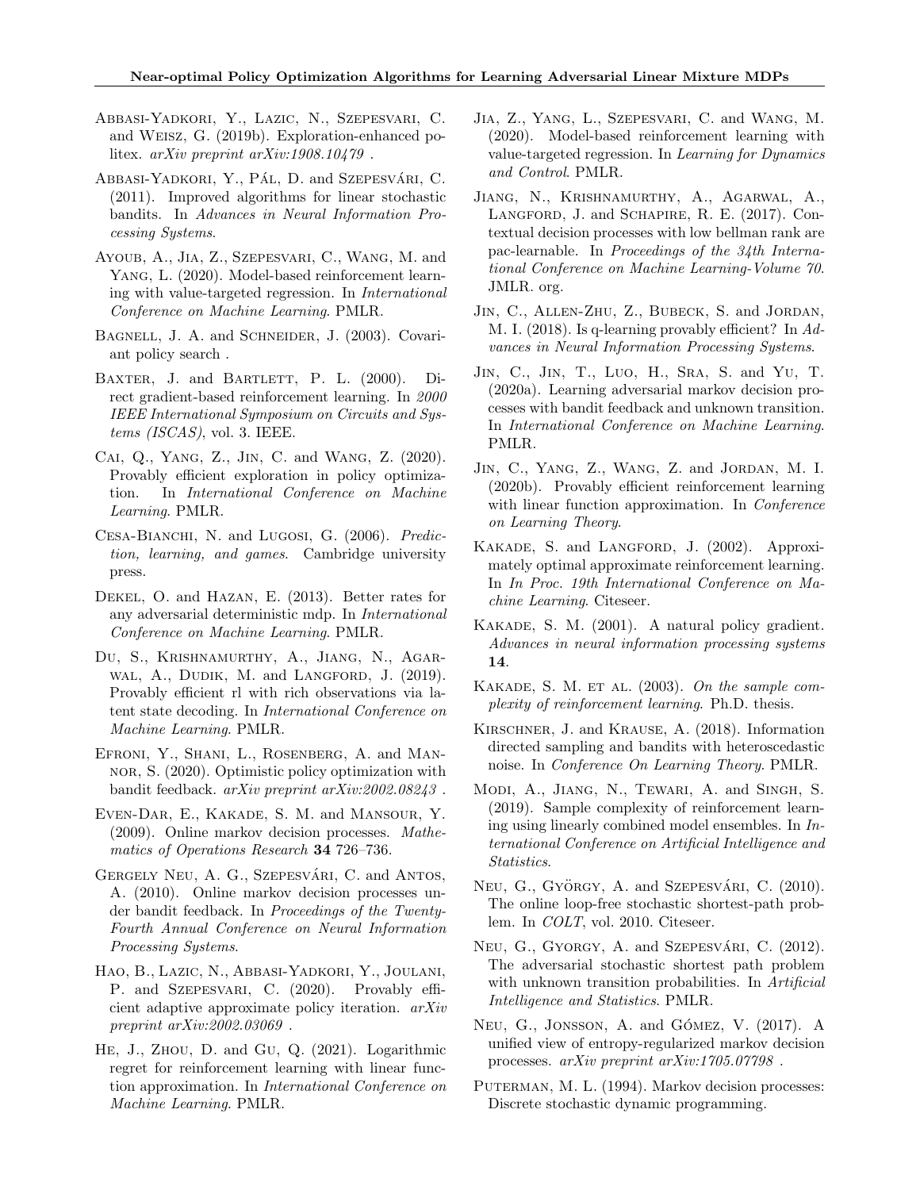Abbasi-Yadkori, Y., Lazic, N., Szepesvari, C. and Weisz, G. (2019b). Exploration-enhanced politex. *arXiv preprint arXiv:1908.10479* .

Abbasi-Yadkori, Y., Pál, D. and Szepesvári, C. (2011). Improved algorithms for linear stochastic bandits. In *Advances in Neural Information Processing Systems*.

Ayoub, A., Jia, Z., Szepesvari, C., Wang, M. and Yang, L. (2020). Model-based reinforcement learning with value-targeted regression. In *International Conference on Machine Learning*. PMLR.

Bagnell, J. A. and Schneider, J. (2003). Covariant policy search .

Baxter, J. and Bartlett, P. L. (2000). Direct gradient-based reinforcement learning. In *2000 IEEE International Symposium on Circuits and Systems (ISCAS)*, vol. 3. IEEE.

Cai, Q., Yang, Z., Jin, C. and Wang, Z. (2020). Provably efficient exploration in policy optimization. In *International Conference on Machine Learning*. PMLR.

Cesa-Bianchi, N. and Lugosi, G. (2006). *Prediction, learning, and games*. Cambridge university press.

Dekel, O. and Hazan, E. (2013). Better rates for any adversarial deterministic mdp. In *International Conference on Machine Learning*. PMLR.

Du, S., Krishnamurthy, A., Jiang, N., Agarwal, A., Dudik, M. and Langford, J. (2019). Provably efficient rl with rich observations via latent state decoding. In *International Conference on Machine Learning*. PMLR.

Efroni, Y., Shani, L., Rosenberg, A. and Mannor, S. (2020). Optimistic policy optimization with bandit feedback. *arXiv preprint arXiv:2002.08243* .

Even-Dar, E., Kakade, S. M. and Mansour, Y. (2009). Online markov decision processes. *Mathematics of Operations Research* **34** 726–736.

Gergely Neu, A. G., Szepesvári, C. and Antos, A. (2010). Online markov decision processes under bandit feedback. In *Proceedings of the Twenty-Fourth Annual Conference on Neural Information Processing Systems*.

Hao, B., Lazic, N., Abbasi-Yadkori, Y., Joulani, P. and Szepesvari, C. (2020). Provably efficient adaptive approximate policy iteration. *arXiv preprint arXiv:2002.03069* .

He, J., Zhou, D. and Gu, Q. (2021). Logarithmic regret for reinforcement learning with linear function approximation. In *International Conference on Machine Learning*. PMLR.

Jia, Z., Yang, L., Szepesvari, C. and Wang, M. (2020). Model-based reinforcement learning with value-targeted regression. In *Learning for Dynamics and Control*. PMLR.

Jiang, N., Krishnamurthy, A., Agarwal, A., Langford, J. and Schapire, R. E. (2017). Contextual decision processes with low bellman rank are pac-learnable. In *Proceedings of the 34th International Conference on Machine Learning-Volume 70*. JMLR. org.

Jin, C., Allen-Zhu, Z., Bubeck, S. and Jordan, M. I. (2018). Is q-learning provably efficient? In *Advances in Neural Information Processing Systems*.

Jin, C., Jin, T., Luo, H., Sra, S. and Yu, T. (2020a). Learning adversarial markov decision processes with bandit feedback and unknown transition. In *International Conference on Machine Learning*. PMLR.

Jin, C., Yang, Z., Wang, Z. and Jordan, M. I. (2020b). Provably efficient reinforcement learning with linear function approximation. In *Conference on Learning Theory*.

Kakade, S. and Langford, J. (2002). Approximately optimal approximate reinforcement learning. In *In Proc. 19th International Conference on Machine Learning*. Citeseer.

Kakade, S. M. (2001). A natural policy gradient. *Advances in neural information processing systems* **14**.

Kakade, S. M. et al. (2003). *On the sample complexity of reinforcement learning*. Ph.D. thesis.

Kirschner, J. and Krause, A. (2018). Information directed sampling and bandits with heteroscedastic noise. In *Conference On Learning Theory*. PMLR.

Modi, A., Jiang, N., Tewari, A. and Singh, S. (2019). Sample complexity of reinforcement learning using linearly combined model ensembles. In *International Conference on Artificial Intelligence and Statistics*.

Neu, G., György, A. and Szepesvári, C. (2010). The online loop-free stochastic shortest-path problem. In *COLT*, vol. 2010. Citeseer.

Neu, G., Gyorgy, A. and Szepesvári, C. (2012). The adversarial stochastic shortest path problem with unknown transition probabilities. In *Artificial Intelligence and Statistics*. PMLR.

Neu, G., Jonsson, A. and Gómez, V. (2017). A unified view of entropy-regularized markov decision processes. *arXiv preprint arXiv:1705.07798* .

Puterman, M. L. (1994). Markov decision processes: Discrete stochastic dynamic programming.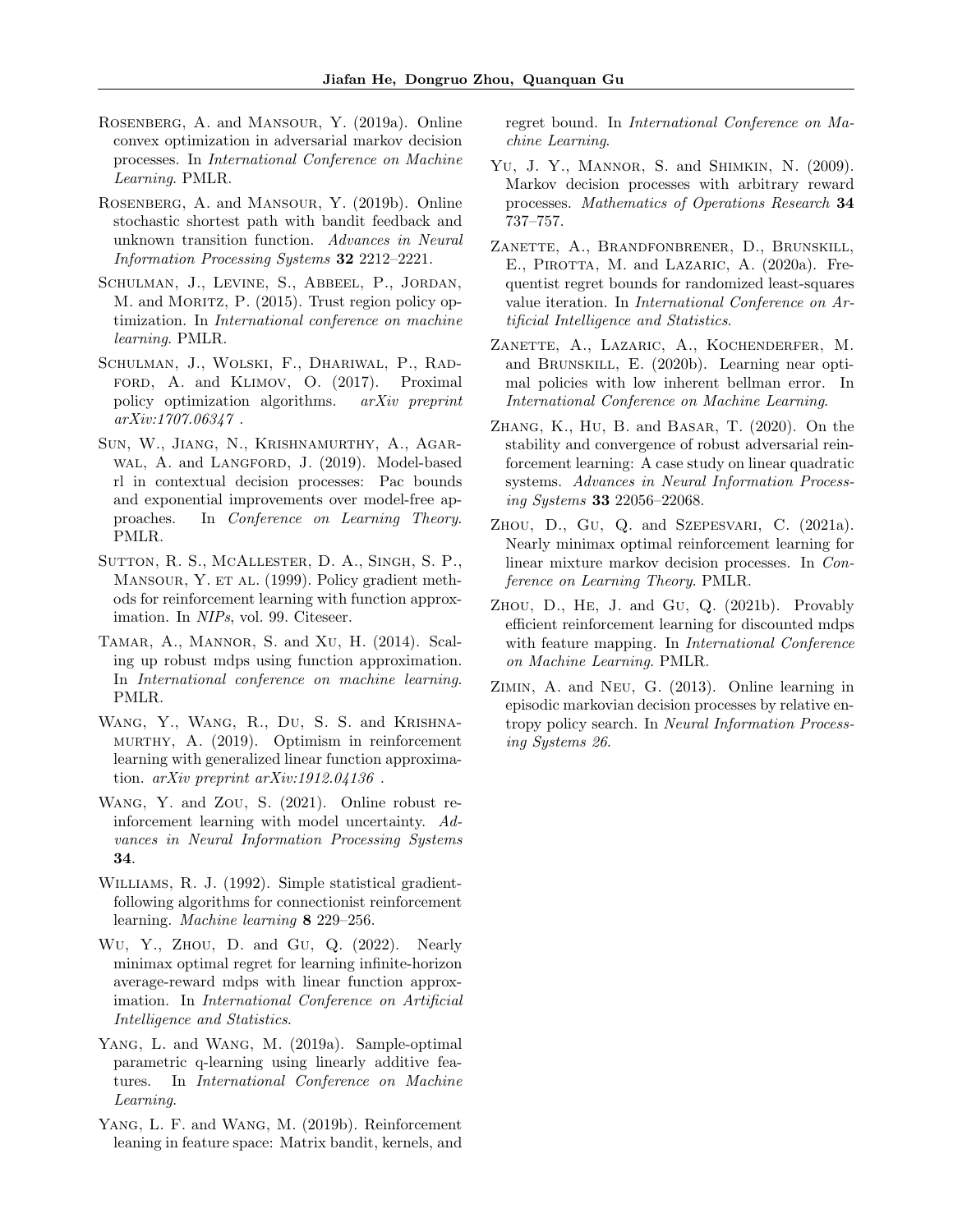Rosenberg, A. and Mansour, Y. (2019a). Online convex optimization in adversarial markov decision processes. In *International Conference on Machine Learning*. PMLR.

Rosenberg, A. and Mansour, Y. (2019b). Online stochastic shortest path with bandit feedback and unknown transition function. *Advances in Neural Information Processing Systems* **32** 2212–2221.

Schulman, J., Levine, S., Abbeel, P., Jordan, M. and Moritz, P. (2015). Trust region policy optimization. In *International conference on machine learning*. PMLR.

Schulman, J., Wolski, F., Dhariwal, P., Radford, A. and Klimov, O. (2017). Proximal policy optimization algorithms. *arXiv preprint arXiv:1707.06347* .

Sun, W., Jiang, N., Krishnamurthy, A., Agarwal, A. and Langford, J. (2019). Model-based rl in contextual decision processes: Pac bounds and exponential improvements over model-free approaches. In *Conference on Learning Theory*. PMLR.

Sutton, R. S., McAllester, D. A., Singh, S. P., Mansour, Y. et al. (1999). Policy gradient methods for reinforcement learning with function approximation. In *NIPs*, vol. 99. Citeseer.

Tamar, A., Mannor, S. and Xu, H. (2014). Scaling up robust mdps using function approximation. In *International conference on machine learning*. PMLR.

Wang, Y., Wang, R., Du, S. S. and Krishnamurthy, A. (2019). Optimism in reinforcement learning with generalized linear function approximation. *arXiv preprint arXiv:1912.04136* .

Wang, Y. and Zou, S. (2021). Online robust reinforcement learning with model uncertainty. *Advances in Neural Information Processing Systems* **34**.

Williams, R. J. (1992). Simple statistical gradient-following algorithms for connectionist reinforcement learning. *Machine learning* **8** 229–256.

Wu, Y., Zhou, D. and Gu, Q. (2022). Nearly minimax optimal regret for learning infinite-horizon average-reward mdps with linear function approximation. In *International Conference on Artificial Intelligence and Statistics*.

Yang, L. and Wang, M. (2019a). Sample-optimal parametric q-learning using linearly additive features. In *International Conference on Machine Learning*.

Yang, L. F. and Wang, M. (2019b). Reinforcement leaning in feature space: Matrix bandit, kernels, and regret bound. In *International Conference on Machine Learning*.

Yu, J. Y., Mannor, S. and Shimkin, N. (2009). Markov decision processes with arbitrary reward processes. *Mathematics of Operations Research* **34** 737–757.

Zanette, A., Brandfonbrener, D., Brunskill, E., Pirotta, M. and Lazaric, A. (2020a). Frequentist regret bounds for randomized least-squares value iteration. In *International Conference on Artificial Intelligence and Statistics*.

Zanette, A., Lazaric, A., Kochenderfer, M. and Brunskill, E. (2020b). Learning near optimal policies with low inherent bellman error. In *International Conference on Machine Learning*.

Zhang, K., Hu, B. and Basar, T. (2020). On the stability and convergence of robust adversarial reinforcement learning: A case study on linear quadratic systems. *Advances in Neural Information Processing Systems* **33** 22056–22068.

Zhou, D., Gu, Q. and Szepesvari, C. (2021a). Nearly minimax optimal reinforcement learning for linear mixture markov decision processes. In *Conference on Learning Theory*. PMLR.

Zhou, D., He, J. and Gu, Q. (2021b). Provably efficient reinforcement learning for discounted mdps with feature mapping. In *International Conference on Machine Learning*. PMLR.

Zimin, A. and Neu, G. (2013). Online learning in episodic markovian decision processes by relative entropy policy search. In *Neural Information Processing Systems 26*.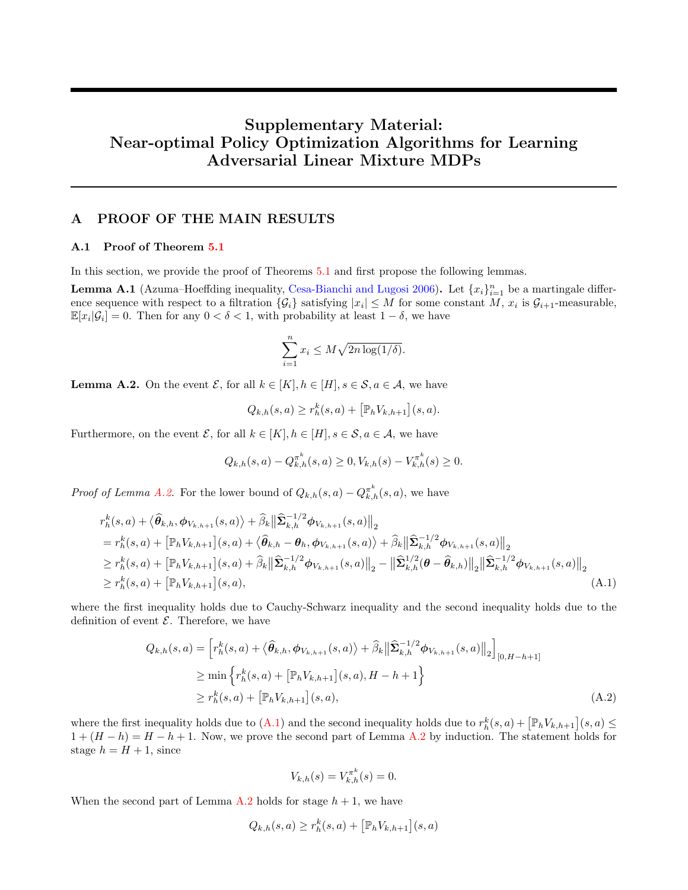# Supplementary Material: Near-optimal Policy Optimization Algorithms for Learning Adversarial Linear Mixture MDPs

## A PROOF OF THE MAIN RESULTS

### A.1 Proof of Theorem 5.1

In this section, we provide the proof of Theorems 5.1 and first propose the following lemmas.

**Lemma A.1** (Azuma–Hoeffding inequality, Cesa-Bianchi and Lugosi 2006)**.** Let $\{x_i\}_{i=1}^n$ be a martingale difference sequence with respect to a filtration $\{\mathcal{G}_i\}$ satisfying $|x_i| \leq M$ for some constant $M$, $x_i$ is $\mathcal{G}_{i+1}$-measurable, $\mathbb{E}[x_i|\mathcal{G}_i] = 0$. Then for any $0 < \delta < 1$, with probability at least $1 - \delta$, we have

$$\sum_{i=1}^n x_i \leq M\sqrt{2n \log(1/\delta)}.$$

**Lemma A.2.** *On the event $\mathcal{E}$, for all $k \in [K], h \in [H], s \in \mathcal{S}, a \in \mathcal{A}$, we have*

$$Q_{k,h}(s,a) \geq r_h^k(s,a) + \big[\mathbb{P}_h V_{k,h+1}\big](s,a).$$

*Furthermore, on the event $\mathcal{E}$, for all $k \in [K], h \in [H], s \in \mathcal{S}, a \in \mathcal{A}$, we have*

$$Q_{k,h}(s,a) - Q_{k,h}^{\pi^k}(s,a) \geq 0, V_{k,h}(s) - V_{k,h}^{\pi^k}(s) \geq 0.$$

*Proof of Lemma A.2.* For the lower bound of $Q_{k,h}(s,a) - Q_{k,h}^{\pi^k}(s,a)$, we have

$$\begin{aligned}
& r_h^k(s,a) + \big\langle \widehat{\boldsymbol{\theta}}_{k,h}, \boldsymbol{\phi}_{V_{k,h+1}}(s,a)\big\rangle + \widehat{\beta}_k \big\|\widehat{\boldsymbol{\Sigma}}_{k,h}^{-1/2}\boldsymbol{\phi}_{V_{k,h+1}}(s,a)\big\|_2 \\
&= r_h^k(s,a) + \big[\mathbb{P}_h V_{k,h+1}\big](s,a) + \big\langle \widehat{\boldsymbol{\theta}}_{k,h} - \boldsymbol{\theta}_h, \boldsymbol{\phi}_{V_{k,h+1}}(s,a)\big\rangle + \widehat{\beta}_k \big\|\widehat{\boldsymbol{\Sigma}}_{k,h}^{-1/2}\boldsymbol{\phi}_{V_{k,h+1}}(s,a)\big\|_2 \\
&\geq r_h^k(s,a) + \big[\mathbb{P}_h V_{k,h+1}\big](s,a) + \widehat{\beta}_k \big\|\widehat{\boldsymbol{\Sigma}}_{k,h}^{-1/2}\boldsymbol{\phi}_{V_{k,h+1}}(s,a)\big\|_2 - \big\|\widehat{\boldsymbol{\Sigma}}_{k,h}^{1/2}(\boldsymbol{\theta} - \widehat{\boldsymbol{\theta}}_{k,h})\big\|_2 \big\|\widehat{\boldsymbol{\Sigma}}_{k,h}^{-1/2}\boldsymbol{\phi}_{V_{k,h+1}}(s,a)\big\|_2 \\
&\geq r_h^k(s,a) + \big[\mathbb{P}_h V_{k,h+1}\big](s,a),
\end{aligned} \tag{A.1}$$

where the first inequality holds due to Cauchy-Schwarz inequality and the second inequality holds due to the definition of event $\mathcal{E}$. Therefore, we have

$$\begin{aligned}
Q_{k,h}(s,a) &= \Big[r_h^k(s,a) + \big\langle \widehat{\boldsymbol{\theta}}_{k,h}, \boldsymbol{\phi}_{V_{k,h+1}}(s,a)\big\rangle + \widehat{\beta}_k \big\|\widehat{\boldsymbol{\Sigma}}_{k,h}^{-1/2}\boldsymbol{\phi}_{V_{k,h+1}}(s,a)\big\|_2\Big]_{[0,H-h+1]} \\
&\geq \min\Big\{r_h^k(s,a) + \big[\mathbb{P}_h V_{k,h+1}\big](s,a), H - h + 1\Big\} \\
&\geq r_h^k(s,a) + \big[\mathbb{P}_h V_{k,h+1}\big](s,a),
\end{aligned} \tag{A.2}$$

where the first inequality holds due to (A.1) and the second inequality holds due to $r_h^k(s,a) + \big[\mathbb{P}_h V_{k,h+1}\big](s,a) \leq 1 + (H - h) = H - h + 1$. Now, we prove the second part of Lemma A.2 by induction. The statement holds for stage $h = H + 1$, since

$$V_{k,h}(s) = V_{k,h}^{\pi^k}(s) = 0.$$

When the second part of Lemma A.2 holds for stage $h + 1$, we have

$$Q_{k,h}(s,a) \geq r_h^k(s,a) + \big[\mathbb{P}_h V_{k,h+1}\big](s,a)$$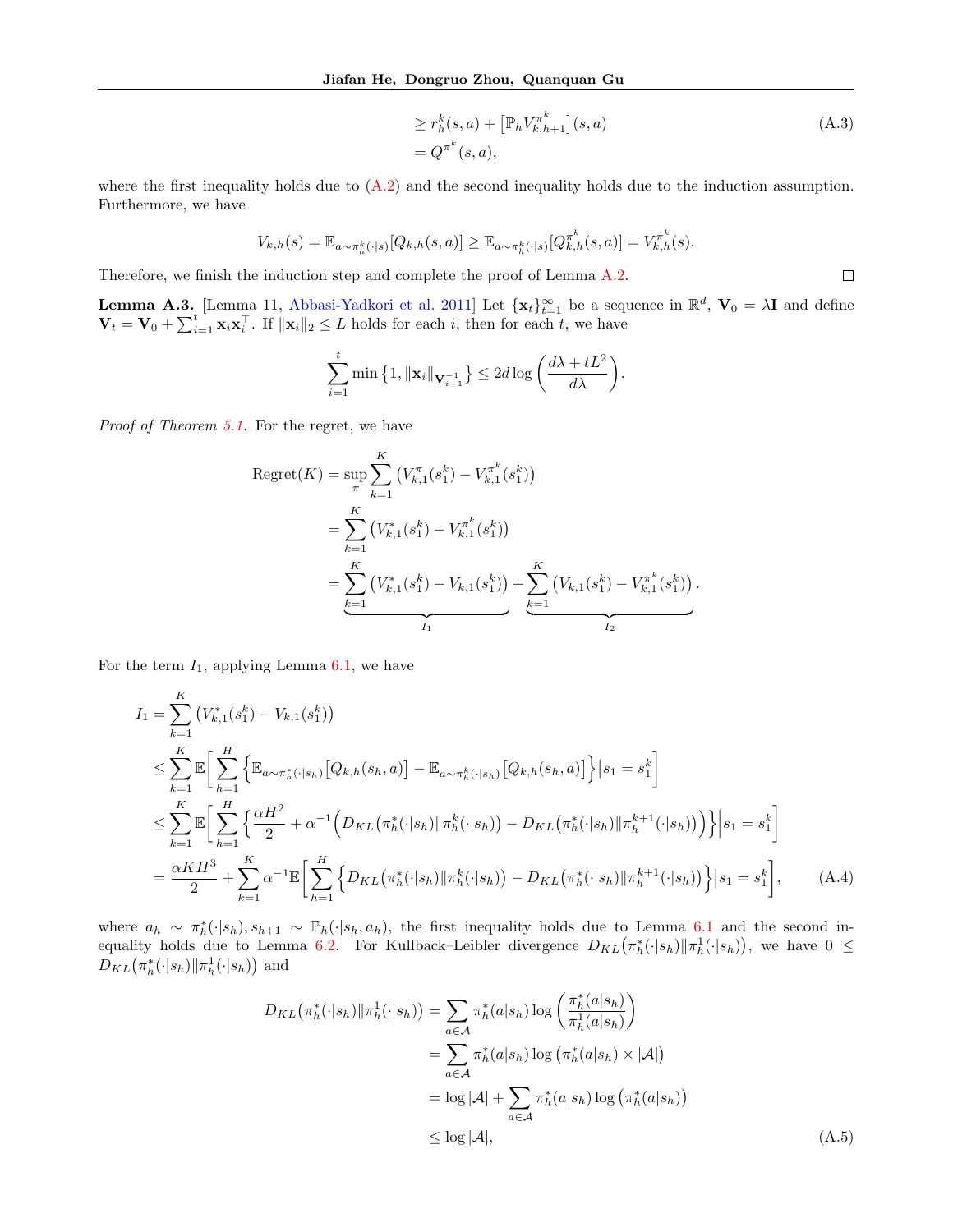$$
\begin{aligned}
&\geq r_h^k(s,a) + \big[\mathbb{P}_h V_{k,h+1}^{\pi^k}\big](s,a) \\
&= Q^{\pi^k}(s,a),
\end{aligned} \tag{A.3}
$$

where the first inequality holds due to (A.2) and the second inequality holds due to the induction assumption. Furthermore, we have

$$
V_{k,h}(s) = \mathbb{E}_{a\sim \pi_h^k(\cdot|s)}[Q_{k,h}(s,a)] \geq \mathbb{E}_{a\sim \pi_h^k(\cdot|s)}[Q_{k,h}^{\pi^k}(s,a)] = V_{k,h}^{\pi^k}(s).
$$

Therefore, we finish the induction step and complete the proof of Lemma A.2. $\square$

**Lemma A.3.** [Lemma 11, Abbasi-Yadkori et al. 2011] Let $\{\mathbf{x}_t\}_{t=1}^{\infty}$ be a sequence in $\mathbb{R}^d$, $\mathbf{V}_0 = \lambda \mathbf{I}$ and define $\mathbf{V}_t = \mathbf{V}_0 + \sum_{i=1}^{t} \mathbf{x}_i \mathbf{x}_i^\top$. If $\|\mathbf{x}_i\|_2 \leq L$ holds for each $i$, then for each $t$, we have

$$
\sum_{i=1}^{t} \min\big\{1, \|\mathbf{x}_i\|_{\mathbf{V}_{i-1}^{-1}}\big\} \leq 2d \log\bigg(\frac{d\lambda + tL^2}{d\lambda}\bigg).
$$

*Proof of Theorem 5.1.* For the regret, we have

$$
\begin{aligned}
\text{Regret}(K) &= \sup_{\pi} \sum_{k=1}^{K} \big(V_{k,1}^{\pi}(s_1^k) - V_{k,1}^{\pi^k}(s_1^k)\big) \\
&= \sum_{k=1}^{K} \big(V_{k,1}^{*}(s_1^k) - V_{k,1}^{\pi^k}(s_1^k)\big) \\
&= \underbrace{\sum_{k=1}^{K} \big(V_{k,1}^{*}(s_1^k) - V_{k,1}(s_1^k)\big)}_{I_1} + \underbrace{\sum_{k=1}^{K} \big(V_{k,1}(s_1^k) - V_{k,1}^{\pi^k}(s_1^k)\big)}_{I_2}.
\end{aligned}
$$

For the term $I_1$, applying Lemma 6.1, we have

$$
\begin{aligned}
I_1 &= \sum_{k=1}^{K} \big(V_{k,1}^{*}(s_1^k) - V_{k,1}(s_1^k)\big) \\
&\leq \sum_{k=1}^{K} \mathbb{E}\bigg[\sum_{h=1}^{H} \Big\{\mathbb{E}_{a\sim\pi_h^*(\cdot|s_h)}\big[Q_{k,h}(s_h,a)\big] - \mathbb{E}_{a\sim\pi_h^k(\cdot|s_h)}\big[Q_{k,h}(s_h,a)\big]\Big\}\Big| s_1 = s_1^k\bigg] \\
&\leq \sum_{k=1}^{K} \mathbb{E}\bigg[\sum_{h=1}^{H} \Big\{\frac{\alpha H^2}{2} + \alpha^{-1}\Big(D_{KL}\big(\pi_h^*(\cdot|s_h)\|\pi_h^k(\cdot|s_h)\big) - D_{KL}\big(\pi_h^*(\cdot|s_h)\|\pi_h^{k+1}(\cdot|s_h)\big)\Big)\Big\}\Big| s_1 = s_1^k\bigg] \\
&= \frac{\alpha K H^3}{2} + \sum_{k=1}^{K} \alpha^{-1}\mathbb{E}\bigg[\sum_{h=1}^{H} \Big\{D_{KL}\big(\pi_h^*(\cdot|s_h)\|\pi_h^k(\cdot|s_h)\big) - D_{KL}\big(\pi_h^*(\cdot|s_h)\|\pi_h^{k+1}(\cdot|s_h)\big)\Big\}\Big| s_1 = s_1^k\bigg],
\end{aligned} \tag{A.4}
$$

where $a_h \sim \pi_h^*(\cdot|s_h), s_{h+1} \sim \mathbb{P}_h(\cdot|s_h,a_h)$, the first inequality holds due to Lemma 6.1 and the second inequality holds due to Lemma 6.2. For Kullback–Leibler divergence $D_{KL}\big(\pi_h^*(\cdot|s_h)\|\pi_h^1(\cdot|s_h)\big)$, we have $0 \leq D_{KL}\big(\pi_h^*(\cdot|s_h)\|\pi_h^1(\cdot|s_h)\big)$ and

$$
\begin{aligned}
D_{KL}\big(\pi_h^*(\cdot|s_h)\|\pi_h^1(\cdot|s_h)\big) &= \sum_{a\in\mathcal{A}} \pi_h^*(a|s_h) \log\bigg(\frac{\pi_h^*(a|s_h)}{\pi_h^1(a|s_h)}\bigg) \\
&= \sum_{a\in\mathcal{A}} \pi_h^*(a|s_h) \log\big(\pi_h^*(a|s_h) \times |\mathcal{A}|\big) \\
&= \log|\mathcal{A}| + \sum_{a\in\mathcal{A}} \pi_h^*(a|s_h) \log\big(\pi_h^*(a|s_h)\big) \\
&\leq \log|\mathcal{A}|,
\end{aligned} \tag{A.5}
$$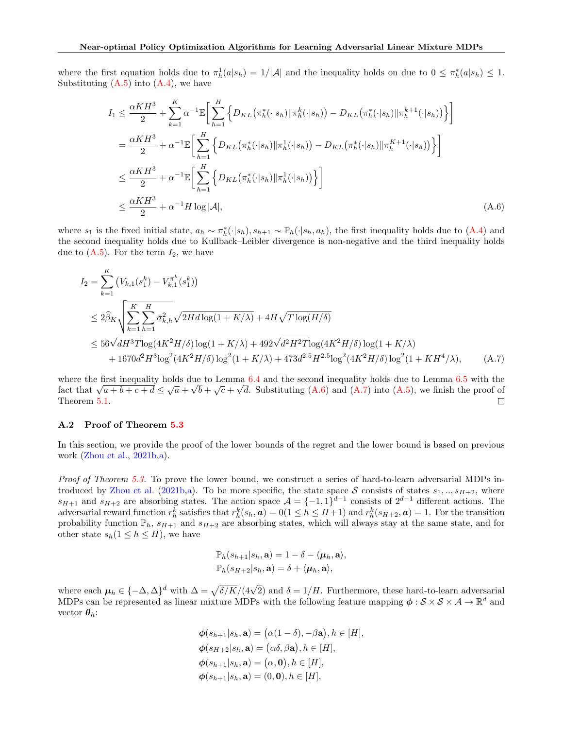where the first equation holds due to $\pi_h^1(a|s_h) = 1/|\mathcal{A}|$ and the inequality holds on due to $0 \le \pi_h^*(a|s_h) \le 1$. Substituting (A.5) into (A.4), we have

$$
\begin{aligned}
I_1 &\le \frac{\alpha K H^3}{2} + \sum_{k=1}^K \alpha^{-1} \mathbb{E}\bigg[\sum_{h=1}^H \Big\{ D_{KL}\big(\pi_h^*(\cdot|s_h) \| \pi_h^k(\cdot|s_h)\big) - D_{KL}\big(\pi_h^*(\cdot|s_h) \| \pi_h^{k+1}(\cdot|s_h)\big)\Big\}\bigg] \\
&= \frac{\alpha K H^3}{2} + \alpha^{-1} \mathbb{E}\bigg[\sum_{h=1}^H \Big\{ D_{KL}\big(\pi_h^*(\cdot|s_h) \| \pi_h^1(\cdot|s_h)\big) - D_{KL}\big(\pi_h^*(\cdot|s_h) \| \pi_h^{K+1}(\cdot|s_h)\big)\Big\}\bigg] \\
&\le \frac{\alpha K H^3}{2} + \alpha^{-1} \mathbb{E}\bigg[\sum_{h=1}^H \Big\{ D_{KL}\big(\pi_h^*(\cdot|s_h) \| \pi_h^1(\cdot|s_h)\big)\Big\}\bigg] \\
&\le \frac{\alpha K H^3}{2} + \alpha^{-1} H \log |\mathcal{A}|,
\end{aligned} \tag{A.6}
$$

where $s_1$ is the fixed initial state, $a_h \sim \pi_h^*(\cdot|s_h)$, $s_{h+1} \sim \mathbb{P}_h(\cdot|s_h, a_h)$, the first inequality holds due to (A.4) and the second inequality holds due to Kullback–Leibler divergence is non-negative and the third inequality holds due to (A.5). For the term $I_2$, we have

$$
\begin{aligned}
I_2 &= \sum_{k=1}^K \big(V_{k,1}(s_1^k) - V_{k,1}^{\pi^k}(s_1^k)\big) \\
&\le 2\widehat{\beta}_K \sqrt{\sum_{k=1}^K \sum_{h=1}^H \bar{\sigma}_{k,h}^2} \sqrt{2Hd\log(1+K/\lambda)} + 4H\sqrt{T\log(H/\delta)} \\
&\le 56\sqrt{dH^3T}\log(4K^2H/\delta)\log(1+K/\lambda) + 492\sqrt{d^2H^2T}\log(4K^2H/\delta)\log(1+K/\lambda) \\
&\quad + 1670 d^2H^3\log^2(4K^2H/\delta)\log^2(1+K/\lambda) + 473 d^{2.5}H^{2.5}\log^2(4K^2H/\delta)\log^2(1+KH^4/\lambda),
\end{aligned} \tag{A.7}
$$

where the first inequality holds due to Lemma 6.4 and the second inequality holds due to Lemma 6.5 with the fact that $\sqrt{a+b+c+d} \le \sqrt{a} + \sqrt{b} + \sqrt{c} + \sqrt{d}$. Substituting (A.6) and (A.7) into (A.5), we finish the proof of Theorem 5.1. $\square$

### A.2 Proof of Theorem 5.3

In this section, we provide the proof of the lower bounds of the regret and the lower bound is based on previous work (Zhou et al., 2021b,a).

*Proof of Theorem 5.3.* To prove the lower bound, we construct a series of hard-to-learn adversarial MDPs introduced by Zhou et al. (2021b,a). To be more specific, the state space $\mathcal{S}$ consists of states $s_1, .., s_{H+2}$, where $s_{H+1}$ and $s_{H+2}$ are absorbing states. The action space $\mathcal{A} = \{-1, 1\}^{d-1}$ consists of $2^{d-1}$ different actions. The adversarial reward function $r_h^k$ satisfies that $r_h^k(s_h, \boldsymbol{a}) = 0 (1 \le h \le H+1)$ and $r_h^k(s_{H+2}, \boldsymbol{a}) = 1$. For the transition probability function $\mathbb{P}_h$, $s_{H+1}$ and $s_{H+2}$ are absorbing states, which will always stay at the same state, and for other state $s_h (1 \le h \le H)$, we have

$$
\begin{aligned}
\mathbb{P}_h(s_{h+1}|s_h, \mathbf{a}) &= 1 - \delta - \langle \boldsymbol{\mu}_h, \mathbf{a} \rangle, \\
\mathbb{P}_h(s_{H+2}|s_h, \mathbf{a}) &= \delta + \langle \boldsymbol{\mu}_h, \mathbf{a} \rangle,
\end{aligned}
$$

where each $\boldsymbol{\mu}_h \in \{-\Delta, \Delta\}^d$ with $\Delta = \sqrt{\delta/K}/(4\sqrt{2})$ and $\delta = 1/H$. Furthermore, these hard-to-learn adversarial MDPs can be represented as linear mixture MDPs with the following feature mapping $\boldsymbol{\phi}: \mathcal{S} \times \mathcal{S} \times \mathcal{A} \to \mathbb{R}^d$ and vector $\boldsymbol{\theta}_h$:

$$
\begin{aligned}
\boldsymbol{\phi}(s_{h+1}|s_h, \mathbf{a}) &= \big(\alpha(1-\delta), -\beta\mathbf{a}\big), h \in [H], \\
\boldsymbol{\phi}(s_{H+2}|s_h, \mathbf{a}) &= \big(\alpha\delta, \beta\mathbf{a}\big), h \in [H], \\
\boldsymbol{\phi}(s_{h+1}|s_h, \mathbf{a}) &= \big(\alpha, \mathbf{0}\big), h \in [H], \\
\boldsymbol{\phi}(s_{h+1}|s_h, \mathbf{a}) &= (0, \mathbf{0}), h \in [H],
\end{aligned}
$$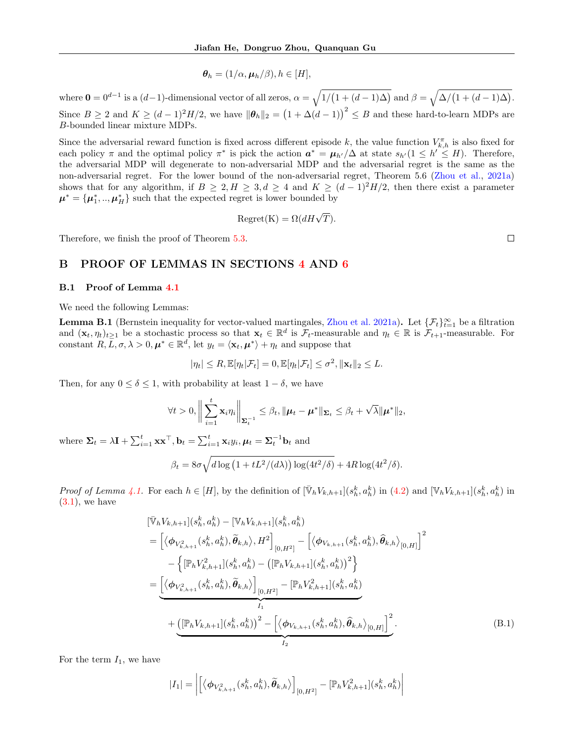$$\boldsymbol{\theta}_h = (1/\alpha, \boldsymbol{\mu}_h/\beta), h \in [H],$$

where $\mathbf{0} = 0^{d-1}$ is a $(d-1)$-dimensional vector of all zeros, $\alpha = \sqrt{1/\big(1+(d-1)\Delta\big)}$ and $\beta = \sqrt{\Delta/\big(1+(d-1)\Delta\big)}$. Since $B \geq 2$ and $K \geq (d-1)^2 H/2$, we have $\|\boldsymbol{\theta}_h\|_2 = \big(1+\Delta(d-1)\big)^2 \leq B$ and these hard-to-learn MDPs are $B$-bounded linear mixture MDPs.

Since the adversarial reward function is fixed across different episode $k$, the value function $V_{k,h}^{\pi}$ is also fixed for each policy $\pi$ and the optimal policy $\pi^*$ is pick the action $\boldsymbol{a}^* = \boldsymbol{\mu}_{h'}/\Delta$ at state $s_{h'} (1 \leq h' \leq H)$. Therefore, the adversarial MDP will degenerate to non-adversarial MDP and the adversarial regret is the same as the non-adversarial regret. For the lower bound of the non-adversarial regret, Theorem 5.6 (Zhou et al., 2021a) shows that for any algorithm, if $B \geq 2, H \geq 3, d \geq 4$ and $K \geq (d-1)^2 H/2$, then there exist a parameter $\boldsymbol{\mu}^* = \{\boldsymbol{\mu}_1^*, .., \boldsymbol{\mu}_H^*\}$ such that the expected regret is lower bounded by

$$\text{Regret(K)} = \Omega(dH\sqrt{T}).$$

Therefore, we finish the proof of Theorem 5.3. $\square$

## B PROOF OF LEMMAS IN SECTIONS 4 AND 6

### B.1 Proof of Lemma 4.1

We need the following Lemmas:

**Lemma B.1** (Bernstein inequality for vector-valued martingales, Zhou et al. 2021a)**.** Let $\{\mathcal{F}_t\}_{t=1}^{\infty}$ be a filtration and $(\mathbf{x}_t, \eta_t)_{t \geq 1}$ be a stochastic process so that $\mathbf{x}_t \in \mathbb{R}^d$ is $\mathcal{F}_t$-measurable and $\eta_t \in \mathbb{R}$ is $\mathcal{F}_{t+1}$-measurable. For constant $R, L, \sigma, \lambda > 0, \boldsymbol{\mu}^* \in \mathbb{R}^d$, let $y_t = \langle \mathbf{x}_t, \boldsymbol{\mu}^* \rangle + \eta_t$ and suppose that

$$|\eta_t| \leq R, \mathbb{E}[\eta_t|\mathcal{F}_t] = 0, \mathbb{E}[\eta_t|\mathcal{F}_t] \leq \sigma^2, \|\mathbf{x}_t\|_2 \leq L.$$

Then, for any $0 \leq \delta \leq 1$, with probability at least $1-\delta$, we have

$$\forall t > 0, \bigg\|\sum_{i=1}^{t} \mathbf{x}_i \eta_i\bigg\|_{\boldsymbol{\Sigma}_t^{-1}} \leq \beta_t, \|\boldsymbol{\mu}_t - \boldsymbol{\mu}^*\|_{\boldsymbol{\Sigma}_t} \leq \beta_t + \sqrt{\lambda}\|\boldsymbol{\mu}^*\|_2,$$

where $\boldsymbol{\Sigma}_t = \lambda \mathbf{I} + \sum_{i=1}^{t} \mathbf{x}\mathbf{x}^\top, \mathbf{b}_t = \sum_{i=1}^{t} \mathbf{x}_i y_i, \boldsymbol{\mu}_t = \boldsymbol{\Sigma}_t^{-1}\mathbf{b}_t$ and

$$\beta_t = 8\sigma\sqrt{d \log\big(1 + tL^2/(d\lambda)\big) \log(4t^2/\delta)} + 4R\log(4t^2/\delta).$$

*Proof of Lemma 4.1.* For each $h \in [H]$, by the definition of $[\bar{\mathbb{V}}_h V_{k,h+1}](s_h^k, a_h^k)$ in (4.2) and $[\mathbb{V}_h V_{k,h+1}](s_h^k, a_h^k)$ in (3.1), we have

$$\begin{aligned}
&[\bar{\mathbb{V}}_h V_{k,h+1}](s_h^k, a_h^k) - [\mathbb{V}_h V_{k,h+1}](s_h^k, a_h^k) \\
&= \Big[\big\langle \boldsymbol{\phi}_{V_{k,h+1}^2}(s_h^k, a_h^k), \widetilde{\boldsymbol{\theta}}_{k,h}\big\rangle, H^2\Big]_{[0,H^2]} - \Big[\big\langle \boldsymbol{\phi}_{V_{k,h+1}}(s_h^k, a_h^k), \widehat{\boldsymbol{\theta}}_{k,h}\big\rangle_{[0,H]}\Big]^2 \\
&\quad - \Big\{[\mathbb{P}_h V_{k,h+1}^2](s_h^k, a_h^k) - \big([\mathbb{P}_h V_{k,h+1}](s_h^k, a_h^k)\big)^2\Big\} \\
&= \underbrace{\Big[\big\langle \boldsymbol{\phi}_{V_{k,h+1}^2}(s_h^k, a_h^k), \widetilde{\boldsymbol{\theta}}_{k,h}\big\rangle\Big]_{[0,H^2]} - [\mathbb{P}_h V_{k,h+1}^2](s_h^k, a_h^k)}_{I_1} \\
&\quad + \underbrace{\big([\mathbb{P}_h V_{k,h+1}](s_h^k, a_h^k)\big)^2 - \Big[\big\langle \boldsymbol{\phi}_{V_{k,h+1}}(s_h^k, a_h^k), \widehat{\boldsymbol{\theta}}_{k,h}\big\rangle_{[0,H]}\Big]^2}_{I_2}.
\end{aligned} \tag{B.1}$$

For the term $I_1$, we have

$$|I_1| = \bigg|\Big[\big\langle \boldsymbol{\phi}_{V_{k,h+1}^2}(s_h^k, a_h^k), \widetilde{\boldsymbol{\theta}}_{k,h}\big\rangle\Big]_{[0,H^2]} - [\mathbb{P}_h V_{k,h+1}^2](s_h^k, a_h^k)\bigg|$$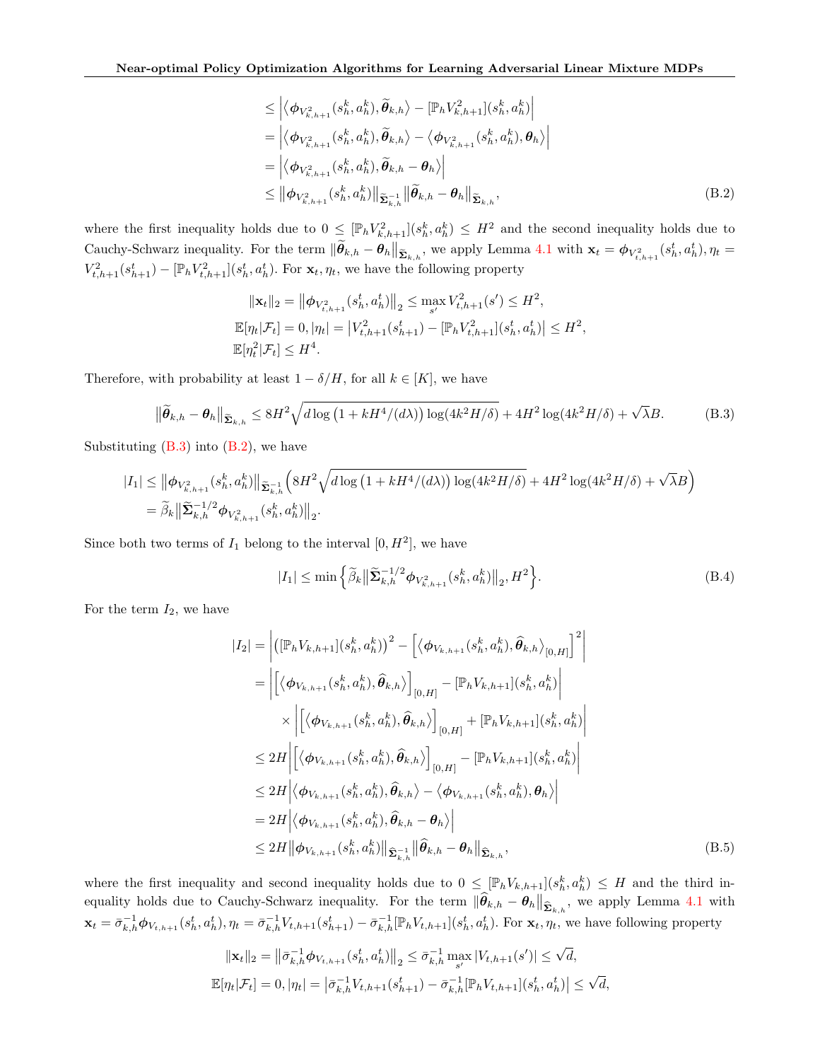$$
\begin{aligned}
&\leq \Big|\big\langle \boldsymbol{\phi}_{V_{k,h+1}^2}(s_h^k,a_h^k), \widetilde{\boldsymbol{\theta}}_{k,h}\big\rangle - [\mathbb{P}_h V_{k,h+1}^2](s_h^k,a_h^k)\Big| \\
&= \Big|\big\langle \boldsymbol{\phi}_{V_{k,h+1}^2}(s_h^k,a_h^k), \widetilde{\boldsymbol{\theta}}_{k,h}\big\rangle - \big\langle \boldsymbol{\phi}_{V_{k,h+1}^2}(s_h^k,a_h^k), \boldsymbol{\theta}_h\big\rangle\Big| \\
&= \Big|\big\langle \boldsymbol{\phi}_{V_{k,h+1}^2}(s_h^k,a_h^k), \widetilde{\boldsymbol{\theta}}_{k,h} - \boldsymbol{\theta}_h\big\rangle\Big| \\
&\leq \big\|\boldsymbol{\phi}_{V_{k,h+1}^2}(s_h^k,a_h^k)\big\|_{\widetilde{\boldsymbol{\Sigma}}_{k,h}^{-1}} \big\|\widetilde{\boldsymbol{\theta}}_{k,h} - \boldsymbol{\theta}_h\big\|_{\widetilde{\boldsymbol{\Sigma}}_{k,h}},
\end{aligned} \tag{B.2}
$$

where the first inequality holds due to $0 \leq [\mathbb{P}_h V_{k,h+1}^2](s_h^k,a_h^k) \leq H^2$ and the second inequality holds due to Cauchy-Schwarz inequality. For the term $\|\widetilde{\boldsymbol{\theta}}_{k,h} - \boldsymbol{\theta}_h\|_{\widetilde{\boldsymbol{\Sigma}}_{k,h}}$, we apply Lemma 4.1 with $\mathbf{x}_t = \boldsymbol{\phi}_{V_{t,h+1}^2}(s_h^t,a_h^t), \eta_t = V_{t,h+1}^2(s_{h+1}^t) - [\mathbb{P}_h V_{t,h+1}^2](s_h^t,a_h^t)$. For $\mathbf{x}_t, \eta_t$, we have the following property

$$
\begin{aligned}
&\|\mathbf{x}_t\|_2 = \big\|\boldsymbol{\phi}_{V_{t,h+1}^2}(s_h^t,a_h^t)\big\|_2 \leq \max_{s'} V_{t,h+1}^2(s') \leq H^2, \\
&\mathbb{E}[\eta_t|\mathcal{F}_t] = 0, |\eta_t| = \big|V_{t,h+1}^2(s_{h+1}^t) - [\mathbb{P}_h V_{t,h+1}^2](s_h^t,a_h^t)\big| \leq H^2, \\
&\mathbb{E}[\eta_t^2|\mathcal{F}_t] \leq H^4.
\end{aligned}
$$

Therefore, with probability at least $1-\delta/H$, for all $k \in [K]$, we have

$$
\big\|\widetilde{\boldsymbol{\theta}}_{k,h} - \boldsymbol{\theta}_h\big\|_{\widetilde{\boldsymbol{\Sigma}}_{k,h}} \leq 8H^2\sqrt{d\log\big(1 + kH^4/(d\lambda)\big)\log(4k^2H/\delta)} + 4H^2\log(4k^2H/\delta) + \sqrt{\lambda}B. \tag{B.3}
$$

Substituting (B.3) into (B.2), we have

$$
\begin{aligned}
|I_1| &\leq \big\|\boldsymbol{\phi}_{V_{k,h+1}^2}(s_h^k,a_h^k)\big\|_{\widetilde{\boldsymbol{\Sigma}}_{k,h}^{-1}}\Big(8H^2\sqrt{d\log\big(1 + kH^4/(d\lambda)\big)\log(4k^2H/\delta)} + 4H^2\log(4k^2H/\delta) + \sqrt{\lambda}B\Big) \\
&= \widetilde{\beta}_k\big\|\widetilde{\boldsymbol{\Sigma}}_{k,h}^{-1/2}\boldsymbol{\phi}_{V_{k,h+1}^2}(s_h^k,a_h^k)\big\|_2.
\end{aligned}
$$

Since both two terms of $I_1$ belong to the interval $[0,H^2]$, we have

$$
|I_1| \leq \min\Big\{\widetilde{\beta}_k\big\|\widetilde{\boldsymbol{\Sigma}}_{k,h}^{-1/2}\boldsymbol{\phi}_{V_{k,h+1}^2}(s_h^k,a_h^k)\big\|_2, H^2\Big\}. \tag{B.4}
$$

For the term $I_2$, we have

$$
\begin{aligned}
|I_2| &= \bigg|\big([\mathbb{P}_h V_{k,h+1}](s_h^k,a_h^k)\big)^2 - \Big[\big\langle \boldsymbol{\phi}_{V_{k,h+1}}(s_h^k,a_h^k), \widehat{\boldsymbol{\theta}}_{k,h}\big\rangle_{[0,H]}\Big]^2\bigg| \\
&= \bigg|\Big[\big\langle \boldsymbol{\phi}_{V_{k,h+1}}(s_h^k,a_h^k), \widehat{\boldsymbol{\theta}}_{k,h}\big\rangle\Big]_{[0,H]} - [\mathbb{P}_h V_{k,h+1}](s_h^k,a_h^k)\bigg| \\
&\qquad \times \bigg|\Big[\big\langle \boldsymbol{\phi}_{V_{k,h+1}}(s_h^k,a_h^k), \widehat{\boldsymbol{\theta}}_{k,h}\big\rangle\Big]_{[0,H]} + [\mathbb{P}_h V_{k,h+1}](s_h^k,a_h^k)\bigg| \\
&\leq 2H\bigg|\Big[\big\langle \boldsymbol{\phi}_{V_{k,h+1}}(s_h^k,a_h^k), \widehat{\boldsymbol{\theta}}_{k,h}\big\rangle\Big]_{[0,H]} - [\mathbb{P}_h V_{k,h+1}](s_h^k,a_h^k)\bigg| \\
&\leq 2H\Big|\big\langle \boldsymbol{\phi}_{V_{k,h+1}}(s_h^k,a_h^k), \widehat{\boldsymbol{\theta}}_{k,h}\big\rangle - \big\langle \boldsymbol{\phi}_{V_{k,h+1}}(s_h^k,a_h^k), \boldsymbol{\theta}_h\big\rangle\Big| \\
&= 2H\Big|\big\langle \boldsymbol{\phi}_{V_{k,h+1}}(s_h^k,a_h^k), \widehat{\boldsymbol{\theta}}_{k,h} - \boldsymbol{\theta}_h\big\rangle\Big| \\
&\leq 2H\big\|\boldsymbol{\phi}_{V_{k,h+1}}(s_h^k,a_h^k)\big\|_{\widehat{\boldsymbol{\Sigma}}_{k,h}^{-1}}\big\|\widehat{\boldsymbol{\theta}}_{k,h} - \boldsymbol{\theta}_h\big\|_{\widehat{\boldsymbol{\Sigma}}_{k,h}},
\end{aligned} \tag{B.5}
$$

where the first inequality and second inequality holds due to $0 \leq [\mathbb{P}_h V_{k,h+1}](s_h^k,a_h^k) \leq H$ and the third inequality holds due to Cauchy-Schwarz inequality. For the term $\|\widehat{\boldsymbol{\theta}}_{k,h} - \boldsymbol{\theta}_h\|_{\widehat{\boldsymbol{\Sigma}}_{k,h}}$, we apply Lemma 4.1 with $\mathbf{x}_t = \bar{\sigma}_{k,h}^{-1}\boldsymbol{\phi}_{V_{t,h+1}}(s_h^t,a_h^t), \eta_t = \bar{\sigma}_{k,h}^{-1}V_{t,h+1}(s_{h+1}^t) - \bar{\sigma}_{k,h}^{-1}[\mathbb{P}_h V_{t,h+1}](s_h^t,a_h^t)$. For $\mathbf{x}_t, \eta_t$, we have following property

$$
\begin{aligned}
&\|\mathbf{x}_t\|_2 = \big\|\bar{\sigma}_{k,h}^{-1}\boldsymbol{\phi}_{V_{t,h+1}}(s_h^t,a_h^t)\big\|_2 \leq \bar{\sigma}_{k,h}^{-1}\max_{s'}|V_{t,h+1}(s')| \leq \sqrt{d}, \\
&\mathbb{E}[\eta_t|\mathcal{F}_t] = 0, |\eta_t| = \big|\bar{\sigma}_{k,h}^{-1}V_{t,h+1}(s_{h+1}^t) - \bar{\sigma}_{k,h}^{-1}[\mathbb{P}_h V_{t,h+1}](s_h^t,a_h^t)\big| \leq \sqrt{d},
\end{aligned}
$$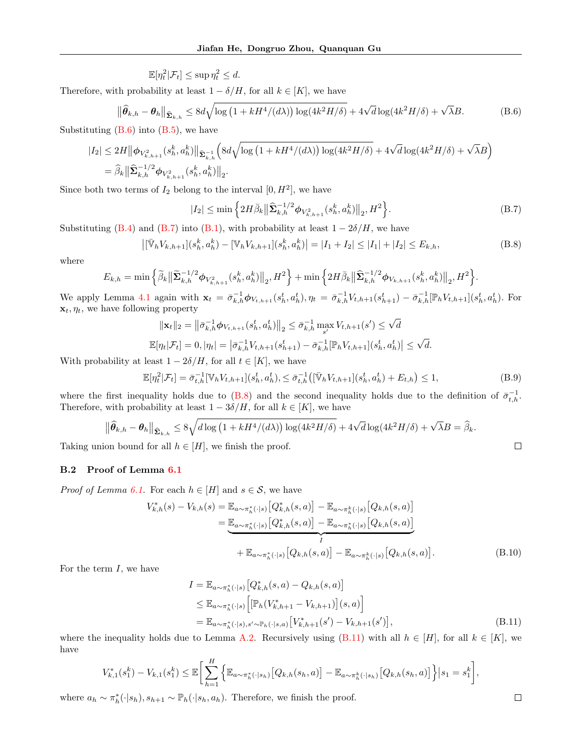$$\mathbb{E}[\eta_t^2|\mathcal{F}_t] \le \sup \eta_t^2 \le d.$$

Therefore, with probability at least $1-\delta/H$, for all $k \in [K]$, we have

$$\big\|\widehat{\boldsymbol{\theta}}_{k,h} - \boldsymbol{\theta}_h\big\|_{\widehat{\boldsymbol{\Sigma}}_{k,h}} \le 8d\sqrt{\log\big(1+kH^4/(d\lambda)\big)\log(4k^2H/\delta)} + 4\sqrt{d}\log(4k^2H/\delta) + \sqrt{\lambda}B. \tag{B.6}$$

Substituting (B.6) into (B.5), we have

$$\begin{aligned}
|I_2| &\le 2H\big\|\boldsymbol{\phi}_{V_{k,h+1}^2}(s_h^k, a_h^k)\big\|_{\widehat{\boldsymbol{\Sigma}}_{k,h}^{-1}}\Big(8d\sqrt{\log\big(1+kH^4/(d\lambda)\big)\log(4k^2H/\delta)} + 4\sqrt{d}\log(4k^2H/\delta) + \sqrt{\lambda}B\Big) \\
&= \widehat{\beta}_k\big\|\widehat{\boldsymbol{\Sigma}}_{k,h}^{-1/2}\boldsymbol{\phi}_{V_{k,h+1}^2}(s_h^k, a_h^k)\big\|_2.
\end{aligned}$$

Since both two terms of $I_2$ belong to the interval $[0, H^2]$, we have

$$|I_2| \le \min\Big\{2H\bar{\beta}_k\big\|\widehat{\boldsymbol{\Sigma}}_{k,h}^{-1/2}\boldsymbol{\phi}_{V_{k,h+1}^2}(s_h^k, a_h^k)\big\|_2, H^2\Big\}. \tag{B.7}$$

Substituting (B.4) and (B.7) into (B.1), with probability at least $1-2\delta/H$, we have

$$\big|[\bar{\mathbb{V}}_h V_{k,h+1}](s_h^k, a_h^k) - [\mathbb{V}_h V_{k,h+1}](s_h^k, a_h^k)\big| = |I_1 + I_2| \le |I_1| + |I_2| \le E_{k,h}, \tag{B.8}$$

where

$$E_{k,h} = \min\Big\{\widetilde{\beta}_k\big\|\widetilde{\boldsymbol{\Sigma}}_{k,h}^{-1/2}\boldsymbol{\phi}_{V_{k,h+1}^2}(s_h^k, a_h^k)\big\|_2, H^2\Big\} + \min\Big\{2H\bar{\beta}_k\big\|\widehat{\boldsymbol{\Sigma}}_{k,h}^{-1/2}\boldsymbol{\phi}_{V_{k,h+1}}(s_h^k, a_h^k)\big\|_2, H^2\Big\}.$$

We apply Lemma 4.1 again with $\mathbf{x}_t = \bar{\sigma}_{k,h}^{-1}\boldsymbol{\phi}_{V_{t,h+1}}(s_h^t, a_h^t), \eta_t = \bar{\sigma}_{k,h}^{-1}V_{t,h+1}(s_{h+1}^t) - \bar{\sigma}_{k,h}^{-1}[\mathbb{P}_h V_{t,h+1}](s_h^t, a_h^t)$. For $\mathbf{x}_t, \eta_t$, we have following property

$$\|\mathbf{x}_t\|_2 = \big\|\bar{\sigma}_{k,h}^{-1}\boldsymbol{\phi}_{V_{t,h+1}}(s_h^t, a_h^t)\big\|_2 \le \bar{\sigma}_{k,h}^{-1}\max_{s'} V_{t,h+1}(s') \le \sqrt{d}$$

$$\mathbb{E}[\eta_t|\mathcal{F}_t] = 0, |\eta_t| = \big|\bar{\sigma}_{k,h}^{-1}V_{t,h+1}(s_{h+1}^t) - \bar{\sigma}_{k,h}^{-1}[\mathbb{P}_h V_{t,h+1}](s_h^t, a_h^t)\big| \le \sqrt{d}.$$

With probability at least $1-2\delta/H$, for all $t \in [K]$, we have

$$\mathbb{E}[\eta_t^2|\mathcal{F}_t] = \bar{\sigma}_{t,h}^{-1}[\mathbb{V}_h V_{t,h+1}](s_h^t, a_h^t), \le \bar{\sigma}_{t,h}^{-1}\big([\bar{\mathbb{V}}_h V_{t,h+1}](s_h^t, a_h^t) + E_{t,h}\big) \le 1, \tag{B.9}$$

where the first inequality holds due to (B.8) and the second inequality holds due to the definition of $\bar{\sigma}_{t,h}^{-1}$. Therefore, with probability at least $1-3\delta/H$, for all $k \in [K]$, we have

$$\big\|\widehat{\boldsymbol{\theta}}_{k,h} - \boldsymbol{\theta}_h\big\|_{\widehat{\boldsymbol{\Sigma}}_{k,h}} \le 8\sqrt{d\log\big(1+kH^4/(d\lambda)\big)\log(4k^2H/\delta)} + 4\sqrt{d}\log(4k^2H/\delta) + \sqrt{\lambda}B = \widehat{\beta}_k.$$

Taking union bound for all $h \in [H]$, we finish the proof. □

### B.2 Proof of Lemma 6.1

*Proof of Lemma 6.1.* For each $h \in [H]$ and $s \in \mathcal{S}$, we have

$$\begin{aligned}
V_{k,h}^*(s) - V_{k,h}(s) &= \mathbb{E}_{a\sim\pi_h^*(\cdot|s)}\big[Q_{k,h}^*(s,a)\big] - \mathbb{E}_{a\sim\pi_h^k(\cdot|s)}\big[Q_{k,h}(s,a)\big] \\
&= \underbrace{\mathbb{E}_{a\sim\pi_h^*(\cdot|s)}\big[Q_{k,h}^*(s,a)\big] - \mathbb{E}_{a\sim\pi_h^*(\cdot|s)}\big[Q_{k,h}(s,a)\big]}_{I} \\
&\quad + \mathbb{E}_{a\sim\pi_h^*(\cdot|s)}\big[Q_{k,h}(s,a)\big] - \mathbb{E}_{a\sim\pi_h^k(\cdot|s)}\big[Q_{k,h}(s,a)\big].
\end{aligned} \tag{B.10}$$

For the term $I$, we have

$$\begin{aligned}
I &= \mathbb{E}_{a\sim\pi_h^*(\cdot|s)}\big[Q_{k,h}^*(s,a) - Q_{k,h}(s,a)\big] \\
&\le \mathbb{E}_{a\sim\pi_h^*(\cdot|s)}\Big[\big[\mathbb{P}_h(V_{k,h+1}^* - V_{k,h+1})\big](s,a)\Big] \\
&= \mathbb{E}_{a\sim\pi_h^*(\cdot|s), s'\sim\mathbb{P}_h(\cdot|s,a)}\big[V_{k,h+1}^*(s') - V_{k,h+1}(s')\big],
\end{aligned} \tag{B.11}$$

where the inequality holds due to Lemma A.2. Recursively using (B.11) with all $h \in [H]$, for all $k \in [K]$, we have

$$V_{k,1}^*(s_1^k) - V_{k,1}(s_1^k) \le \mathbb{E}\bigg[\sum_{h=1}^H\Big\{\mathbb{E}_{a\sim\pi_h^*(\cdot|s_h)}\big[Q_{k,h}(s_h,a)\big] - \mathbb{E}_{a\sim\pi_h^k(\cdot|s_h)}\big[Q_{k,h}(s_h,a)\big]\Big\}\Big|s_1 = s_1^k\bigg],$$

where $a_h \sim \pi_h^*(\cdot|s_h), s_{h+1} \sim \mathbb{P}_h(\cdot|s_h, a_h)$. Therefore, we finish the proof. □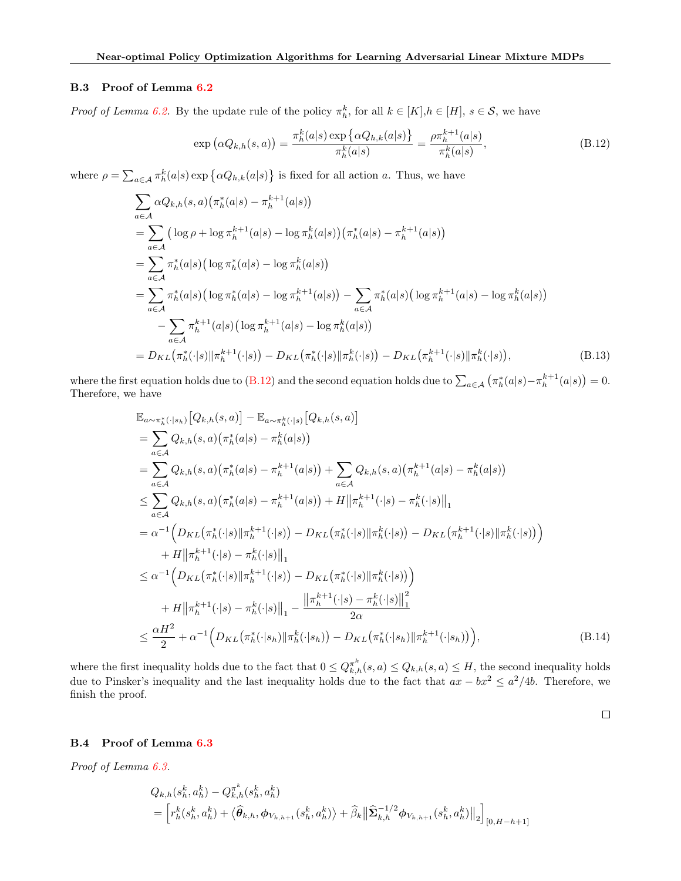### B.3 Proof of Lemma 6.2

*Proof of Lemma 6.2.* By the update rule of the policy $\pi_h^k$, for all $k \in [K]$,$h \in [H]$, $s \in \mathcal{S}$, we have

$$\exp\big(\alpha Q_{k,h}(s,a)\big) = \frac{\pi_h^k(a|s)\exp\big\{\alpha Q_{h,k}(a|s)\big\}}{\pi_h^k(a|s)} = \frac{\rho \pi_h^{k+1}(a|s)}{\pi_h^k(a|s)}, \tag{B.12}$$

where $\rho = \sum_{a\in\mathcal{A}} \pi_h^k(a|s)\exp\big\{\alpha Q_{h,k}(a|s)\big\}$ is fixed for all action $a$. Thus, we have

$$\begin{aligned}
&\sum_{a\in\mathcal{A}} \alpha Q_{k,h}(s,a)\big(\pi_h^*(a|s) - \pi_h^{k+1}(a|s)\big) \\
&= \sum_{a\in\mathcal{A}} \big(\log\rho + \log\pi_h^{k+1}(a|s) - \log\pi_h^k(a|s)\big)\big(\pi_h^*(a|s) - \pi_h^{k+1}(a|s)\big) \\
&= \sum_{a\in\mathcal{A}} \pi_h^*(a|s)\big(\log\pi_h^*(a|s) - \log\pi_h^k(a|s)\big) \\
&= \sum_{a\in\mathcal{A}} \pi_h^*(a|s)\big(\log\pi_h^*(a|s) - \log\pi_h^{k+1}(a|s)\big) - \sum_{a\in\mathcal{A}} \pi_h^*(a|s)\big(\log\pi_h^{k+1}(a|s) - \log\pi_h^k(a|s)\big) \\
&\quad - \sum_{a\in\mathcal{A}} \pi_h^{k+1}(a|s)\big(\log\pi_h^{k+1}(a|s) - \log\pi_h^k(a|s)\big) \\
&= D_{KL}\big(\pi_h^*(\cdot|s)\|\pi_h^{k+1}(\cdot|s)\big) - D_{KL}\big(\pi_h^*(\cdot|s)\|\pi_h^k(\cdot|s)\big) - D_{KL}\big(\pi_h^{k+1}(\cdot|s)\|\pi_h^k(\cdot|s)\big),
\end{aligned} \tag{B.13}$$

where the first equation holds due to (B.12) and the second equation holds due to $\sum_{a\in\mathcal{A}}\big(\pi_h^*(a|s) - \pi_h^{k+1}(a|s)\big) = 0$. Therefore, we have

$$\begin{aligned}
&\mathbb{E}_{a\sim\pi_h^*(\cdot|s_h)}\big[Q_{k,h}(s,a)\big] - \mathbb{E}_{a\sim\pi_h^k(\cdot|s)}\big[Q_{k,h}(s,a)\big] \\
&= \sum_{a\in\mathcal{A}} Q_{k,h}(s,a)\big(\pi_h^*(a|s) - \pi_h^k(a|s)\big) \\
&= \sum_{a\in\mathcal{A}} Q_{k,h}(s,a)\big(\pi_h^*(a|s) - \pi_h^{k+1}(a|s)\big) + \sum_{a\in\mathcal{A}} Q_{k,h}(s,a)\big(\pi_h^{k+1}(a|s) - \pi_h^k(a|s)\big) \\
&\le \sum_{a\in\mathcal{A}} Q_{k,h}(s,a)\big(\pi_h^*(a|s) - \pi_h^{k+1}(a|s)\big) + H\big\|\pi_h^{k+1}(\cdot|s) - \pi_h^k(\cdot|s)\big\|_1 \\
&= \alpha^{-1}\Big(D_{KL}\big(\pi_h^*(\cdot|s)\|\pi_h^{k+1}(\cdot|s)\big) - D_{KL}\big(\pi_h^*(\cdot|s)\|\pi_h^k(\cdot|s)\big) - D_{KL}\big(\pi_h^{k+1}(\cdot|s)\|\pi_h^k(\cdot|s)\big)\Big) \\
&\quad + H\big\|\pi_h^{k+1}(\cdot|s) - \pi_h^k(\cdot|s)\big\|_1 \\
&\le \alpha^{-1}\Big(D_{KL}\big(\pi_h^*(\cdot|s)\|\pi_h^{k+1}(\cdot|s)\big) - D_{KL}\big(\pi_h^*(\cdot|s)\|\pi_h^k(\cdot|s)\big)\Big) \\
&\quad + H\big\|\pi_h^{k+1}(\cdot|s) - \pi_h^k(\cdot|s)\big\|_1 - \frac{\big\|\pi_h^{k+1}(\cdot|s) - \pi_h^k(\cdot|s)\big\|_1^2}{2\alpha} \\
&\le \frac{\alpha H^2}{2} + \alpha^{-1}\Big(D_{KL}\big(\pi_h^*(\cdot|s_h)\|\pi_h^k(\cdot|s_h)\big) - D_{KL}\big(\pi_h^*(\cdot|s_h)\|\pi_h^{k+1}(\cdot|s_h)\big)\Big),
\end{aligned} \tag{B.14}$$

where the first inequality holds due to the fact that $0 \le Q_{k,h}^{\pi^k}(s,a) \le Q_{k,h}(s,a) \le H$, the second inequality holds due to Pinsker's inequality and the last inequality holds due to the fact that $ax - bx^2 \le a^2/4b$. Therefore, we finish the proof.

□

### B.4 Proof of Lemma 6.3

*Proof of Lemma 6.3.*

$$\begin{aligned}
&Q_{k,h}(s_h^k, a_h^k) - Q_{k,h}^{\pi^k}(s_h^k, a_h^k) \\
&= \Big[r_h^k(s_h^k, a_h^k) + \big\langle \widehat{\boldsymbol{\theta}}_{k,h}, \boldsymbol{\phi}_{V_{k,h+1}}(s_h^k, a_h^k)\big\rangle + \widehat{\beta}_k\big\|\widehat{\boldsymbol{\Sigma}}_{k,h}^{-1/2}\boldsymbol{\phi}_{V_{k,h+1}}(s_h^k, a_h^k)\big\|_2\Big]_{[0,H-h+1]}
\end{aligned}$$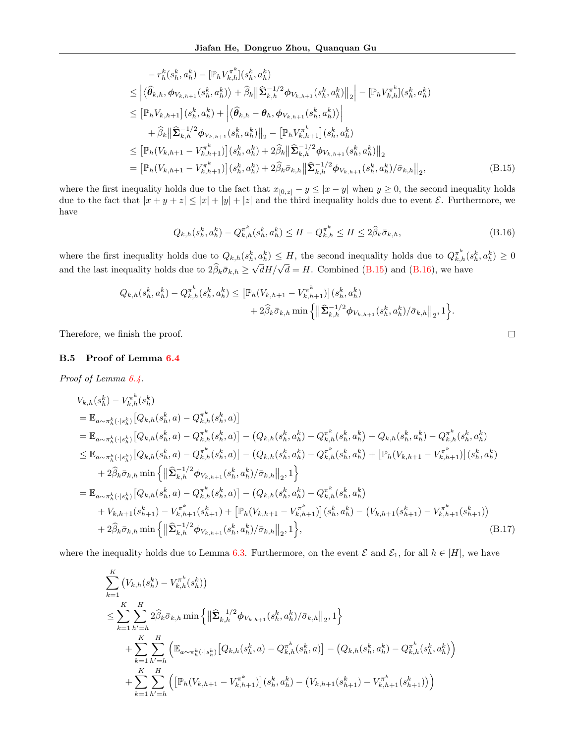$$
\begin{aligned}
&- r_h^k(s_h^k, a_h^k) - [\mathbb{P}_h V_{k,h}^{\pi^k}](s_h^k, a_h^k) \\
&\leq \Big| \big\langle \widehat{\boldsymbol{\theta}}_{k,h}, \boldsymbol{\phi}_{V_{k,h+1}}(s_h^k, a_h^k) \big\rangle + \widehat{\beta}_k \big\| \widehat{\boldsymbol{\Sigma}}_{k,h}^{-1/2} \boldsymbol{\phi}_{V_{k,h+1}}(s_h^k, a_h^k) \big\|_2 \Big| - [\mathbb{P}_h V_{k,h}^{\pi^k}](s_h^k, a_h^k) \\
&\leq \big[\mathbb{P}_h V_{k,h+1}\big](s_h^k, a_h^k) + \Big| \big\langle \widehat{\boldsymbol{\theta}}_{k,h} - \boldsymbol{\theta}_h, \boldsymbol{\phi}_{V_{k,h+1}}(s_h^k, a_h^k) \big\rangle \Big| \\
&\quad + \widehat{\beta}_k \big\| \widehat{\boldsymbol{\Sigma}}_{k,h}^{-1/2} \boldsymbol{\phi}_{V_{k,h+1}}(s_h^k, a_h^k) \big\|_2 - \big[\mathbb{P}_h V_{k,h+1}^{\pi^k}\big](s_h^k, a_h^k) \\
&\leq \big[\mathbb{P}_h (V_{k,h+1} - V_{k,h+1}^{\pi^k})\big](s_h^k, a_h^k) + 2\widehat{\beta}_k \big\| \widehat{\boldsymbol{\Sigma}}_{k,h}^{-1/2} \boldsymbol{\phi}_{V_{k,h+1}}(s_h^k, a_h^k) \big\|_2 \\
&= \big[\mathbb{P}_h (V_{k,h+1} - V_{k,h+1}^{\pi^k})\big](s_h^k, a_h^k) + 2\widehat{\beta}_k \bar{\sigma}_{k,h} \big\| \widehat{\boldsymbol{\Sigma}}_{k,h}^{-1/2} \boldsymbol{\phi}_{V_{k,h+1}}(s_h^k, a_h^k) / \bar{\sigma}_{k,h} \big\|_2, \qquad \text{(B.15)}
\end{aligned}
$$

where the first inequality holds due to the fact that $x_{[0,z]} - y \leq |x - y|$ when $y \geq 0$, the second inequality holds due to the fact that $|x + y + z| \leq |x| + |y| + |z|$ and the third inequality holds due to event $\mathcal{E}$. Furthermore, we have

$$
Q_{k,h}(s_h^k, a_h^k) - Q_{k,h}^{\pi^k}(s_h^k, a_h^k) \leq H - Q_{k,h}^{\pi^k} \leq H \leq 2\widehat{\beta}_k \bar{\sigma}_{k,h}, \qquad \text{(B.16)}
$$

where the first inequality holds due to $Q_{k,h}(s_h^k, a_h^k) \leq H$, the second inequality holds due to $Q_{k,h}^{\pi^k}(s_h^k, a_h^k) \geq 0$ and the last inequality holds due to $2\widehat{\beta}_k \bar{\sigma}_{k,h} \geq \sqrt{d}H/\sqrt{d} = H$. Combined (B.15) and (B.16), we have

$$
\begin{aligned}
Q_{k,h}(s_h^k, a_h^k) - Q_{k,h}^{\pi^k}(s_h^k, a_h^k) &\leq \big[\mathbb{P}_h (V_{k,h+1} - V_{k,h+1}^{\pi^k})\big](s_h^k, a_h^k) \\
&\quad + 2\widehat{\beta}_k \bar{\sigma}_{k,h} \min\Big\{ \big\| \widehat{\boldsymbol{\Sigma}}_{k,h}^{-1/2} \boldsymbol{\phi}_{V_{k,h+1}}(s_h^k, a_h^k) / \bar{\sigma}_{k,h} \big\|_2, 1 \Big\}.
\end{aligned}
$$

Therefore, we finish the proof. □

### B.5 Proof of Lemma 6.4

*Proof of Lemma 6.4.*

$$
\begin{aligned}
&V_{k,h}(s_h^k) - V_{k,h}^{\pi^k}(s_h^k) \\
&= \mathbb{E}_{a \sim \pi_h^k(\cdot|s_h^k)} \big[Q_{k,h}(s_h^k, a) - Q_{k,h}^{\pi^k}(s_h^k, a)\big] \\
&= \mathbb{E}_{a \sim \pi_h^k(\cdot|s_h^k)} \big[Q_{k,h}(s_h^k, a) - Q_{k,h}^{\pi^k}(s_h^k, a)\big] - \big(Q_{k,h}(s_h^k, a_h^k) - Q_{k,h}^{\pi^k}(s_h^k, a_h^k)\big) + Q_{k,h}(s_h^k, a_h^k) - Q_{k,h}^{\pi^k}(s_h^k, a_h^k) \\
&\leq \mathbb{E}_{a \sim \pi_h^k(\cdot|s_h^k)} \big[Q_{k,h}(s_h^k, a) - Q_{k,h}^{\pi^k}(s_h^k, a)\big] - \big(Q_{k,h}(s_h^k, a_h^k) - Q_{k,h}^{\pi^k}(s_h^k, a_h^k)\big) + \big[\mathbb{P}_h (V_{k,h+1} - V_{k,h+1}^{\pi^k})\big](s_h^k, a_h^k) \\
&\quad + 2\widehat{\beta}_k \bar{\sigma}_{k,h} \min\Big\{ \big\| \widehat{\boldsymbol{\Sigma}}_{k,h}^{-1/2} \boldsymbol{\phi}_{V_{k,h+1}}(s_h^k, a_h^k) / \bar{\sigma}_{k,h} \big\|_2, 1 \Big\} \\
&= \mathbb{E}_{a \sim \pi_h^k(\cdot|s_h^k)} \big[Q_{k,h}(s_h^k, a) - Q_{k,h}^{\pi^k}(s_h^k, a)\big] - \big(Q_{k,h}(s_h^k, a_h^k) - Q_{k,h}^{\pi^k}(s_h^k, a_h^k)\big) \\
&\quad + V_{k,h+1}(s_{h+1}^k) - V_{k,h+1}^{\pi^k}(s_{h+1}^k) + \big[\mathbb{P}_h (V_{k,h+1} - V_{k,h+1}^{\pi^k})\big](s_h^k, a_h^k) - \big(V_{k,h+1}(s_{h+1}^k) - V_{k,h+1}^{\pi^k}(s_{h+1}^k)\big) \\
&\quad + 2\widehat{\beta}_k \bar{\sigma}_{k,h} \min\Big\{ \big\| \widehat{\boldsymbol{\Sigma}}_{k,h}^{-1/2} \boldsymbol{\phi}_{V_{k,h+1}}(s_h^k, a_h^k) / \bar{\sigma}_{k,h} \big\|_2, 1 \Big\}, \qquad \text{(B.17)}
\end{aligned}
$$

where the inequality holds due to Lemma 6.3. Furthermore, on the event $\mathcal{E}$ and $\mathcal{E}_1$, for all $h \in [H]$, we have

$$
\begin{aligned}
&\sum_{k=1}^{K} \big(V_{k,h}(s_h^k) - V_{k,h}^{\pi^k}(s_h^k)\big) \\
&\leq \sum_{k=1}^{K} \sum_{h'=h}^{H} 2\widehat{\beta}_k \bar{\sigma}_{k,h} \min\Big\{ \big\| \widehat{\boldsymbol{\Sigma}}_{k,h}^{-1/2} \boldsymbol{\phi}_{V_{k,h+1}}(s_h^k, a_h^k) / \bar{\sigma}_{k,h} \big\|_2, 1 \Big\} \\
&\quad + \sum_{k=1}^{K} \sum_{h'=h}^{H} \Big( \mathbb{E}_{a \sim \pi_h^k(\cdot|s_h^k)} \big[Q_{k,h}(s_h^k, a) - Q_{k,h}^{\pi^k}(s_h^k, a)\big] - \big(Q_{k,h}(s_h^k, a_h^k) - Q_{k,h}^{\pi^k}(s_h^k, a_h^k)\big) \Big) \\
&\quad + \sum_{k=1}^{K} \sum_{h'=h}^{H} \Big( \big[\mathbb{P}_h (V_{k,h+1} - V_{k,h+1}^{\pi^k})\big](s_h^k, a_h^k) - \big(V_{k,h+1}(s_{h+1}^k) - V_{k,h+1}^{\pi^k}(s_{h+1}^k)\big) \Big)
\end{aligned}
$$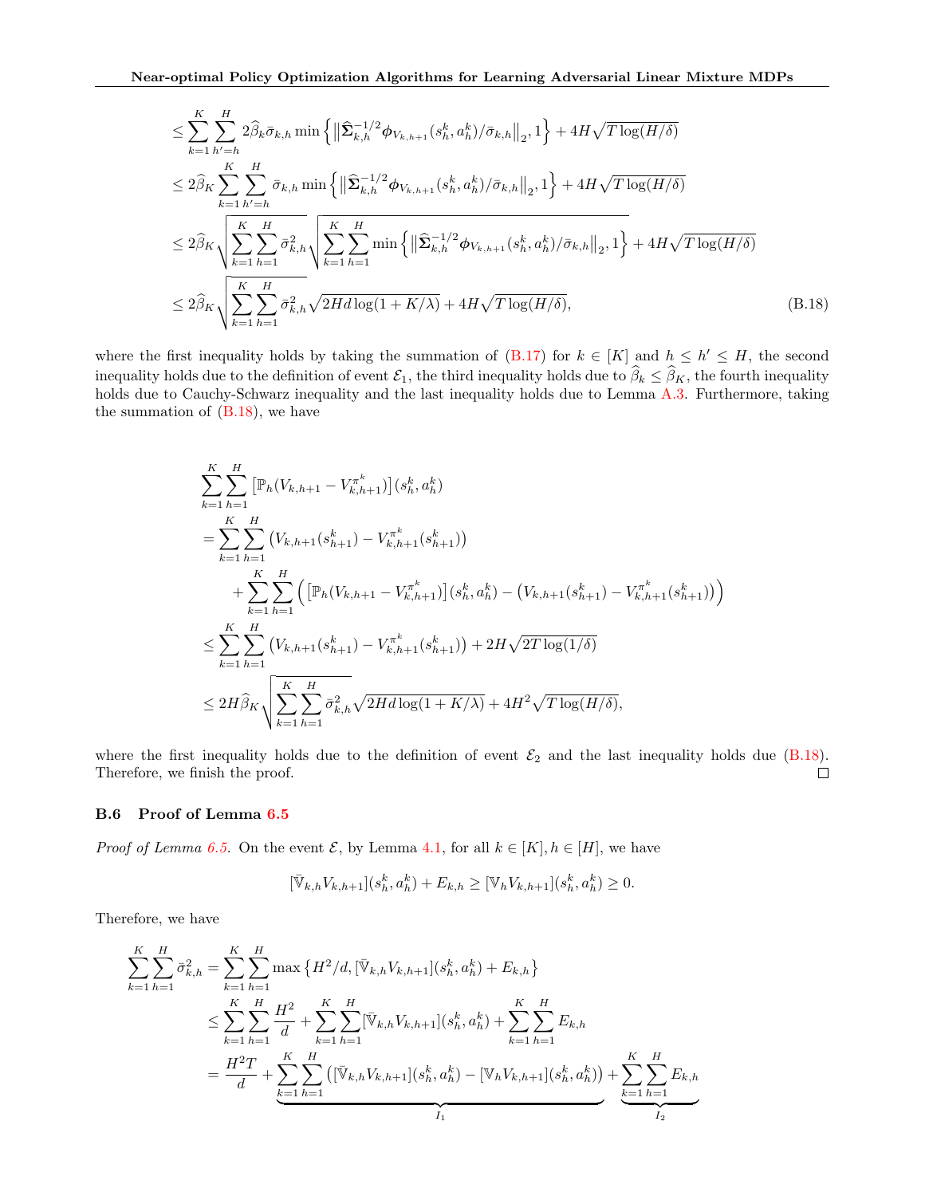$$
\begin{aligned}
&\le \sum_{k=1}^{K}\sum_{h'=h}^{H} 2\widehat{\beta}_k\bar{\sigma}_{k,h}\min\Big\{\big\|\widehat{\boldsymbol{\Sigma}}_{k,h}^{-1/2}\boldsymbol{\phi}_{V_{k,h+1}}(s_h^k,a_h^k)/\bar{\sigma}_{k,h}\big\|_2,1\Big\} + 4H\sqrt{T\log(H/\delta)} \\
&\le 2\widehat{\beta}_K\sum_{k=1}^{K}\sum_{h'=h}^{H} \bar{\sigma}_{k,h}\min\Big\{\big\|\widehat{\boldsymbol{\Sigma}}_{k,h}^{-1/2}\boldsymbol{\phi}_{V_{k,h+1}}(s_h^k,a_h^k)/\bar{\sigma}_{k,h}\big\|_2,1\Big\} + 4H\sqrt{T\log(H/\delta)} \\
&\le 2\widehat{\beta}_K\sqrt{\sum_{k=1}^{K}\sum_{h=1}^{H}\bar{\sigma}_{k,h}^2}\sqrt{\sum_{k=1}^{K}\sum_{h=1}^{H}\min\Big\{\big\|\widehat{\boldsymbol{\Sigma}}_{k,h}^{-1/2}\boldsymbol{\phi}_{V_{k,h+1}}(s_h^k,a_h^k)/\bar{\sigma}_{k,h}\big\|_2,1\Big\}} + 4H\sqrt{T\log(H/\delta)} \\
&\le 2\widehat{\beta}_K\sqrt{\sum_{k=1}^{K}\sum_{h=1}^{H}\bar{\sigma}_{k,h}^2}\sqrt{2Hd\log(1+K/\lambda)} + 4H\sqrt{T\log(H/\delta)}, \qquad \text{(B.18)}
\end{aligned}
$$

where the first inequality holds by taking the summation of (B.17) for $k \in [K]$ and $h \le h' \le H$, the second inequality holds due to the definition of event $\mathcal{E}_1$, the third inequality holds due to $\widehat{\beta}_k \le \widehat{\beta}_K$, the fourth inequality holds due to Cauchy-Schwarz inequality and the last inequality holds due to Lemma A.3. Furthermore, taking the summation of (B.18), we have

$$
\begin{aligned}
&\sum_{k=1}^{K}\sum_{h=1}^{H}\big[\mathbb{P}_h(V_{k,h+1}-V_{k,h+1}^{\pi^k})\big](s_h^k,a_h^k) \\
&= \sum_{k=1}^{K}\sum_{h=1}^{H}\big(V_{k,h+1}(s_{h+1}^k)-V_{k,h+1}^{\pi^k}(s_{h+1}^k)\big) \\
&\quad + \sum_{k=1}^{K}\sum_{h=1}^{H}\Big(\big[\mathbb{P}_h(V_{k,h+1}-V_{k,h+1}^{\pi^k})\big](s_h^k,a_h^k) - \big(V_{k,h+1}(s_{h+1}^k)-V_{k,h+1}^{\pi^k}(s_{h+1}^k)\big)\Big) \\
&\le \sum_{k=1}^{K}\sum_{h=1}^{H}\big(V_{k,h+1}(s_{h+1}^k)-V_{k,h+1}^{\pi^k}(s_{h+1}^k)\big) + 2H\sqrt{2T\log(1/\delta)} \\
&\le 2H\widehat{\beta}_K\sqrt{\sum_{k=1}^{K}\sum_{h=1}^{H}\bar{\sigma}_{k,h}^2}\sqrt{2Hd\log(1+K/\lambda)} + 4H^2\sqrt{T\log(H/\delta)},
\end{aligned}
$$

where the first inequality holds due to the definition of event $\mathcal{E}_2$ and the last inequality holds due (B.18). Therefore, we finish the proof. $\square$

### B.6 Proof of Lemma 6.5

*Proof of Lemma 6.5.* On the event $\mathcal{E}$, by Lemma 4.1, for all $k \in [K], h \in [H]$, we have

$$
[\bar{\mathbb{V}}_{k,h}V_{k,h+1}](s_h^k,a_h^k) + E_{k,h} \ge [\mathbb{V}_hV_{k,h+1}](s_h^k,a_h^k) \ge 0.
$$

Therefore, we have

$$
\begin{aligned}
\sum_{k=1}^{K}\sum_{h=1}^{H}\bar{\sigma}_{k,h}^2 &= \sum_{k=1}^{K}\sum_{h=1}^{H}\max\big\{H^2/d, [\bar{\mathbb{V}}_{k,h}V_{k,h+1}](s_h^k,a_h^k)+E_{k,h}\big\} \\
&\le \sum_{k=1}^{K}\sum_{h=1}^{H}\frac{H^2}{d} + \sum_{k=1}^{K}\sum_{h=1}^{H}[\bar{\mathbb{V}}_{k,h}V_{k,h+1}](s_h^k,a_h^k) + \sum_{k=1}^{K}\sum_{h=1}^{H}E_{k,h} \\
&= \frac{H^2T}{d} + \underbrace{\sum_{k=1}^{K}\sum_{h=1}^{H}\big([\bar{\mathbb{V}}_{k,h}V_{k,h+1}](s_h^k,a_h^k) - [\mathbb{V}_hV_{k,h+1}](s_h^k,a_h^k)\big)}_{I_1} + \underbrace{\sum_{k=1}^{K}\sum_{h=1}^{H}E_{k,h}}_{I_2}
\end{aligned}
$$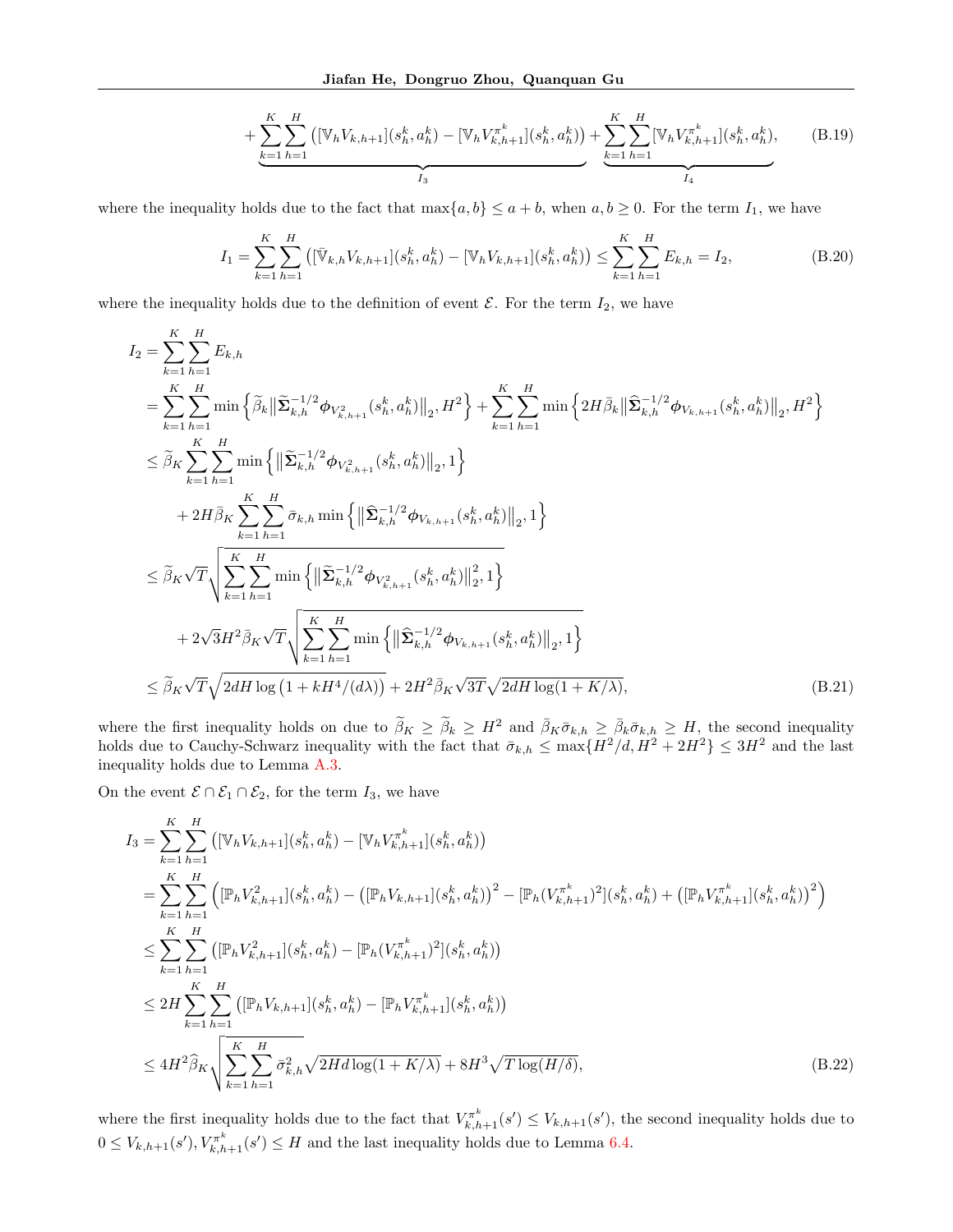$$
+ \underbrace{\sum_{k=1}^{K}\sum_{h=1}^{H}\big([\mathbb{V}_h V_{k,h+1}](s_h^k,a_h^k) - [\mathbb{V}_h V_{k,h+1}^{\pi^k}](s_h^k,a_h^k)\big)}_{I_3} + \underbrace{\sum_{k=1}^{K}\sum_{h=1}^{H}[\mathbb{V}_h V_{k,h+1}^{\pi^k}](s_h^k,a_h^k)}_{I_4}, \tag{B.19}
$$

where the inequality holds due to the fact that $\max\{a,b\} \le a+b$, when $a,b \ge 0$. For the term $I_1$, we have

$$
I_1 = \sum_{k=1}^{K}\sum_{h=1}^{H}\big([\bar{\mathbb{V}}_{k,h} V_{k,h+1}](s_h^k,a_h^k) - [\mathbb{V}_h V_{k,h+1}](s_h^k,a_h^k)\big) \le \sum_{k=1}^{K}\sum_{h=1}^{H} E_{k,h} = I_2, \tag{B.20}
$$

where the inequality holds due to the definition of event $\mathcal{E}$. For the term $I_2$, we have

$$
\begin{aligned}
I_2 &= \sum_{k=1}^{K}\sum_{h=1}^{H} E_{k,h} \\
&= \sum_{k=1}^{K}\sum_{h=1}^{H}\min\Big\{\widetilde{\beta}_k\big\|\widetilde{\boldsymbol{\Sigma}}_{k,h}^{-1/2}\boldsymbol{\phi}_{V_{k,h+1}^2}(s_h^k,a_h^k)\big\|_2, H^2\Big\} + \sum_{k=1}^{K}\sum_{h=1}^{H}\min\Big\{2H\bar{\beta}_k\big\|\widehat{\boldsymbol{\Sigma}}_{k,h}^{-1/2}\boldsymbol{\phi}_{V_{k,h+1}}(s_h^k,a_h^k)\big\|_2, H^2\Big\} \\
&\le \widetilde{\beta}_K\sum_{k=1}^{K}\sum_{h=1}^{H}\min\Big\{\big\|\widetilde{\boldsymbol{\Sigma}}_{k,h}^{-1/2}\boldsymbol{\phi}_{V_{k,h+1}^2}(s_h^k,a_h^k)\big\|_2, 1\Big\} \\
&\quad + 2H\bar{\beta}_K\sum_{k=1}^{K}\sum_{h=1}^{H}\bar{\sigma}_{k,h}\min\Big\{\big\|\widehat{\boldsymbol{\Sigma}}_{k,h}^{-1/2}\boldsymbol{\phi}_{V_{k,h+1}}(s_h^k,a_h^k)\big\|_2, 1\Big\} \\
&\le \widetilde{\beta}_K\sqrt{T}\sqrt{\sum_{k=1}^{K}\sum_{h=1}^{H}\min\Big\{\big\|\widetilde{\boldsymbol{\Sigma}}_{k,h}^{-1/2}\boldsymbol{\phi}_{V_{k,h+1}^2}(s_h^k,a_h^k)\big\|_2^2, 1\Big\}} \\
&\quad + 2\sqrt{3}H^2\bar{\beta}_K\sqrt{T}\sqrt{\sum_{k=1}^{K}\sum_{h=1}^{H}\min\Big\{\big\|\widehat{\boldsymbol{\Sigma}}_{k,h}^{-1/2}\boldsymbol{\phi}_{V_{k,h+1}}(s_h^k,a_h^k)\big\|_2, 1\Big\}} \\
&\le \widetilde{\beta}_K\sqrt{T}\sqrt{2dH\log\big(1+kH^4/(d\lambda)\big)} + 2H^2\bar{\beta}_K\sqrt{3T}\sqrt{2dH\log(1+K/\lambda)},
\end{aligned} \tag{B.21}
$$

where the first inequality holds on due to $\widetilde{\beta}_K \ge \widetilde{\beta}_k \ge H^2$ and $\bar{\beta}_K\bar{\sigma}_{k,h} \ge \bar{\beta}_k\bar{\sigma}_{k,h} \ge H$, the second inequality holds due to Cauchy-Schwarz inequality with the fact that $\bar{\sigma}_{k,h} \le \max\{H^2/d, H^2+2H^2\} \le 3H^2$ and the last inequality holds due to Lemma A.3.

On the event $\mathcal{E}\cap\mathcal{E}_1\cap\mathcal{E}_2$, for the term $I_3$, we have

$$
\begin{aligned}
I_3 &= \sum_{k=1}^{K}\sum_{h=1}^{H}\big([\mathbb{V}_h V_{k,h+1}](s_h^k,a_h^k) - [\mathbb{V}_h V_{k,h+1}^{\pi^k}](s_h^k,a_h^k)\big) \\
&= \sum_{k=1}^{K}\sum_{h=1}^{H}\Big([\mathbb{P}_h V_{k,h+1}^2](s_h^k,a_h^k) - \big([\mathbb{P}_h V_{k,h+1}](s_h^k,a_h^k)\big)^2 - [\mathbb{P}_h (V_{k,h+1}^{\pi^k})^2](s_h^k,a_h^k) + \big([\mathbb{P}_h V_{k,h+1}^{\pi^k}](s_h^k,a_h^k)\big)^2\Big) \\
&\le \sum_{k=1}^{K}\sum_{h=1}^{H}\big([\mathbb{P}_h V_{k,h+1}^2](s_h^k,a_h^k) - [\mathbb{P}_h (V_{k,h+1}^{\pi^k})^2](s_h^k,a_h^k)\big) \\
&\le 2H\sum_{k=1}^{K}\sum_{h=1}^{H}\big([\mathbb{P}_h V_{k,h+1}](s_h^k,a_h^k) - [\mathbb{P}_h V_{k,h+1}^{\pi^k}](s_h^k,a_h^k)\big) \\
&\le 4H^2\widehat{\beta}_K\sqrt{\sum_{k=1}^{K}\sum_{h=1}^{H}\bar{\sigma}_{k,h}^2}\sqrt{2Hd\log(1+K/\lambda)} + 8H^3\sqrt{T\log(H/\delta)},
\end{aligned} \tag{B.22}
$$

where the first inequality holds due to the fact that $V_{k,h+1}^{\pi^k}(s') \le V_{k,h+1}(s')$, the second inequality holds due to $0 \le V_{k,h+1}(s'), V_{k,h+1}^{\pi^k}(s') \le H$ and the last inequality holds due to Lemma 6.4.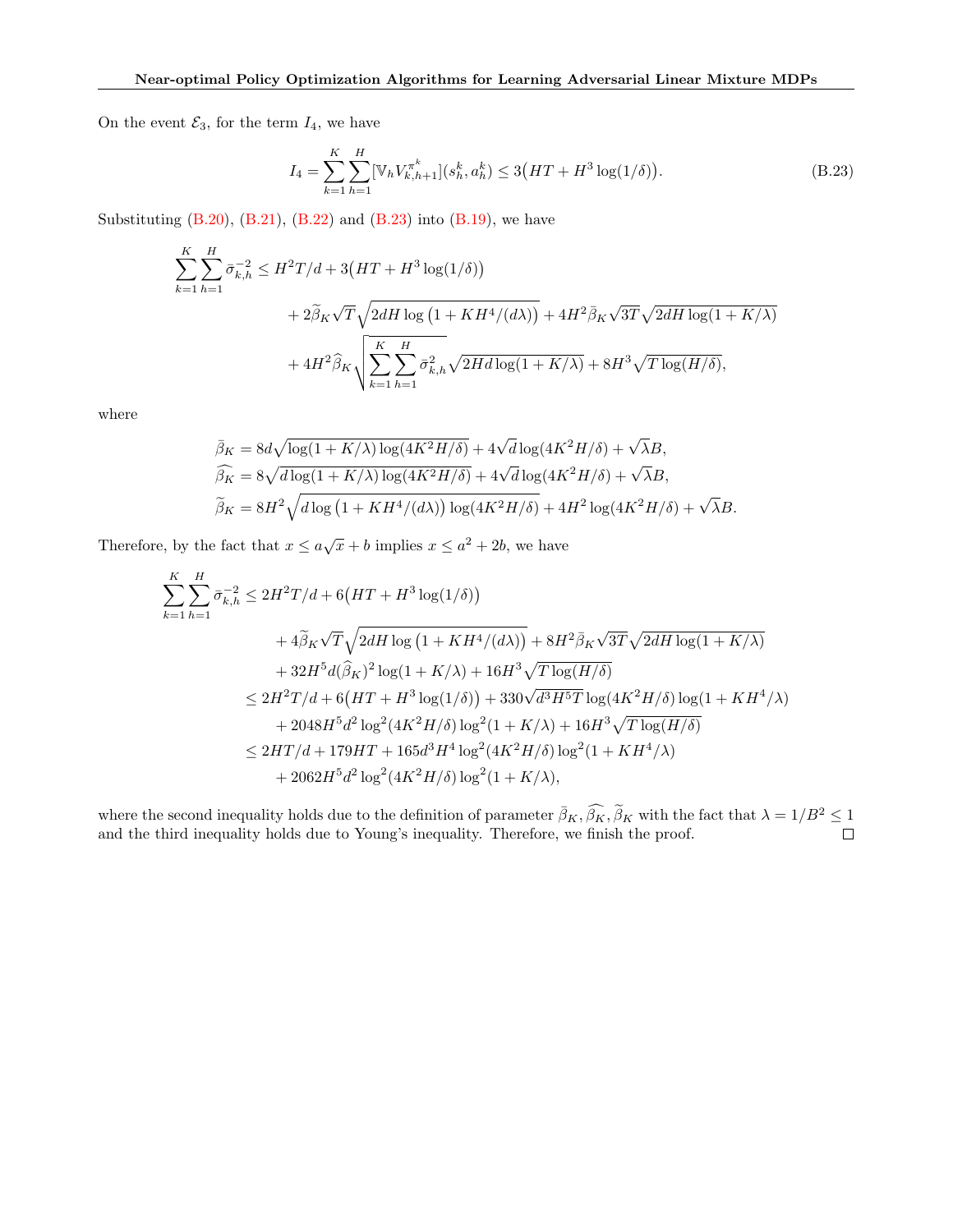On the event $\mathcal{E}_3$, for the term $I_4$, we have

$$I_4 = \sum_{k=1}^{K}\sum_{h=1}^{H}[\mathbb{V}_h V_{k,h+1}^{\pi^k}](s_h^k, a_h^k) \le 3\big(HT + H^3\log(1/\delta)\big). \tag{B.23}$$

Substituting (B.20), (B.21), (B.22) and (B.23) into (B.19), we have

$$\begin{aligned}
\sum_{k=1}^{K}\sum_{h=1}^{H}\bar{\sigma}_{k,h}^{-2} \le\ & H^2T/d + 3\big(HT + H^3\log(1/\delta)\big) \\
& + 2\widetilde{\beta}_K\sqrt{T}\sqrt{2dH\log\big(1 + KH^4/(d\lambda)\big)} + 4H^2\bar{\beta}_K\sqrt{3T}\sqrt{2dH\log(1+K/\lambda)} \\
& + 4H^2\widehat{\beta}_K\sqrt{\sum_{k=1}^{K}\sum_{h=1}^{H}\bar{\sigma}_{k,h}^2}\sqrt{2Hd\log(1+K/\lambda)} + 8H^3\sqrt{T\log(H/\delta)},
\end{aligned}$$

where

$$\begin{aligned}
\bar{\beta}_K &= 8d\sqrt{\log(1+K/\lambda)\log(4K^2H/\delta)} + 4\sqrt{d}\log(4K^2H/\delta) + \sqrt{\lambda}B, \\
\widehat{\beta_K} &= 8\sqrt{d\log(1+K/\lambda)\log(4K^2H/\delta)} + 4\sqrt{d}\log(4K^2H/\delta) + \sqrt{\lambda}B, \\
\widetilde{\beta}_K &= 8H^2\sqrt{d\log\big(1+KH^4/(d\lambda)\big)\log(4K^2H/\delta)} + 4H^2\log(4K^2H/\delta) + \sqrt{\lambda}B.
\end{aligned}$$

Therefore, by the fact that $x \le a\sqrt{x} + b$ implies $x \le a^2 + 2b$, we have

$$\begin{aligned}
\sum_{k=1}^{K}\sum_{h=1}^{H}\bar{\sigma}_{k,h}^{-2} \le\ & 2H^2T/d + 6\big(HT + H^3\log(1/\delta)\big) \\
& + 4\widetilde{\beta}_K\sqrt{T}\sqrt{2dH\log\big(1+KH^4/(d\lambda)\big)} + 8H^2\bar{\beta}_K\sqrt{3T}\sqrt{2dH\log(1+K/\lambda)} \\
& + 32H^5d(\widehat{\beta}_K)^2\log(1+K/\lambda) + 16H^3\sqrt{T\log(H/\delta)} \\
\le\ & 2H^2T/d + 6\big(HT + H^3\log(1/\delta)\big) + 330\sqrt{d^3H^5T}\log(4K^2H/\delta)\log(1+KH^4/\lambda) \\
& + 2048H^5d^2\log^2(4K^2H/\delta)\log^2(1+K/\lambda) + 16H^3\sqrt{T\log(H/\delta)} \\
\le\ & 2HT/d + 179HT + 165d^3H^4\log^2(4K^2H/\delta)\log^2(1+KH^4/\lambda) \\
& + 2062H^5d^2\log^2(4K^2H/\delta)\log^2(1+K/\lambda),
\end{aligned}$$

where the second inequality holds due to the definition of parameter $\bar{\beta}_K, \widehat{\beta_K}, \widetilde{\beta}_K$ with the fact that $\lambda = 1/B^2 \le 1$ and the third inequality holds due to Young's inequality. Therefore, we finish the proof. $\square$